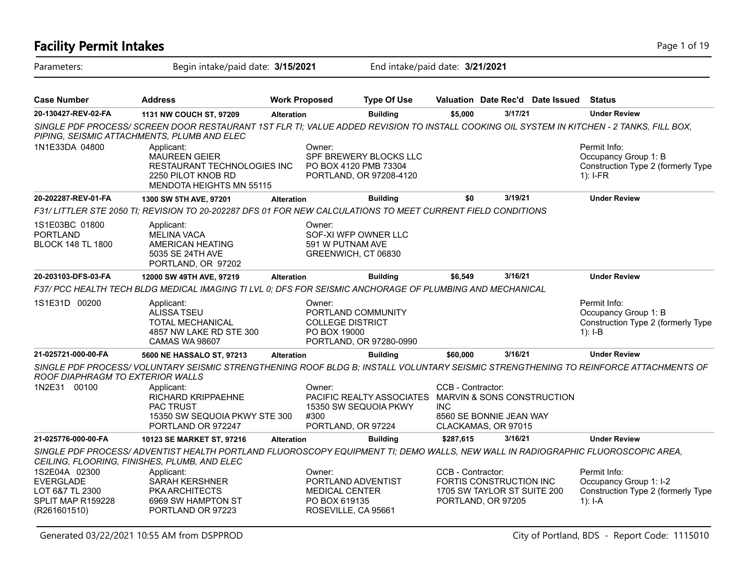# Facility Permit Intakes

Parameters: Begin intake/paid date: **3/15/2021** End intake/paid date: **3/21/2021**

| Case Number | Address | Work Proposed | Type Of Use | Valuation | Date Rec'd | Date Issued | Status |
|---|---|---|---|---|---|---|---|
| **20-130427-REV-02-FA** | **1131 NW COUCH ST, 97209** | **Alteration** | **Building** | **$5,000** | **3/17/21** | | **Under Review** |

*SINGLE PDF PROCESS/ SCREEN DOOR RESTAURANT 1ST FLR TI; VALUE ADDED REVISION TO INSTALL COOKING OIL SYSTEM IN KITCHEN - 2 TANKS, FILL BOX, PIPING, SEISMIC ATTACHMENTS, PLUMB AND ELEC*

1N1E33DA 04800

Applicant:
MAUREEN GEIER
RESTAURANT TECHNOLOGIES INC
2250 PILOT KNOB RD
MENDOTA HEIGHTS MN 55115

Owner:
SPF BREWERY BLOCKS LLC
PO BOX 4120 PMB 73304
PORTLAND, OR 97208-4120

Permit Info:
Occupancy Group 1: B
Construction Type 2 (formerly Type 1): I-FR

| Case Number | Address | Work Proposed | Type Of Use | Valuation | Date Rec'd | Date Issued | Status |
|---|---|---|---|---|---|---|---|
| **20-202287-REV-01-FA** | **1300 SW 5TH AVE, 97201** | **Alteration** | **Building** | **$0** | **3/19/21** | | **Under Review** |

*F31/ LITTLER STE 2050 TI; REVISION TO 20-202287 DFS 01 FOR NEW CALCULATIONS TO MEET CURRENT FIELD CONDITIONS*

1S1E03BC 01800
PORTLAND
BLOCK 148 TL 1800

Applicant:
MELINA VACA
AMERICAN HEATING
5035 SE 24TH AVE
PORTLAND, OR 97202

Owner:
SOF-XI WFP OWNER LLC
591 W PUTNAM AVE
GREENWICH, CT 06830

| Case Number | Address | Work Proposed | Type Of Use | Valuation | Date Rec'd | Date Issued | Status |
|---|---|---|---|---|---|---|---|
| **20-203103-DFS-03-FA** | **12000 SW 49TH AVE, 97219** | **Alteration** | **Building** | **$6,549** | **3/16/21** | | **Under Review** |

*F37/ PCC HEALTH TECH BLDG MEDICAL IMAGING TI LVL 0; DFS FOR SEISMIC ANCHORAGE OF PLUMBING AND MECHANICAL*

1S1E31D 00200

Applicant:
ALISSA TSEU
TOTAL MECHANICAL
4857 NW LAKE RD STE 300
CAMAS WA 98607

Owner:
PORTLAND COMMUNITY
COLLEGE DISTRICT
PO BOX 19000
PORTLAND, OR 97280-0990

Permit Info:
Occupancy Group 1: B
Construction Type 2 (formerly Type 1): I-B

| Case Number | Address | Work Proposed | Type Of Use | Valuation | Date Rec'd | Date Issued | Status |
|---|---|---|---|---|---|---|---|
| **21-025721-000-00-FA** | **5600 NE HASSALO ST, 97213** | **Alteration** | **Building** | **$60,000** | **3/16/21** | | **Under Review** |

*SINGLE PDF PROCESS/ VOLUNTARY SEISMIC STRENGTHENING ROOF BLDG B; INSTALL VOLUNTARY SEISMIC STRENGTHENING TO REINFORCE ATTACHMENTS OF ROOF DIAPHRAGM TO EXTERIOR WALLS*

1N2E31 00100

Applicant:
RICHARD KRIPPAEHNE
PAC TRUST
15350 SW SEQUOIA PKWY STE 300
PORTLAND OR 972247

Owner:
PACIFIC REALTY ASSOCIATES
15350 SW SEQUOIA PKWY
#300
PORTLAND, OR 97224

CCB - Contractor:
MARVIN & SONS CONSTRUCTION INC
8560 SE BONNIE JEAN WAY
CLACKAMAS, OR 97015

| Case Number | Address | Work Proposed | Type Of Use | Valuation | Date Rec'd | Date Issued | Status |
|---|---|---|---|---|---|---|---|
| **21-025776-000-00-FA** | **10123 SE MARKET ST, 97216** | **Alteration** | **Building** | **$287,615** | **3/16/21** | | **Under Review** |

*SINGLE PDF PROCESS/ ADVENTIST HEALTH PORTLAND FLUOROSCOPY EQUIPMENT TI; DEMO WALLS, NEW WALL IN RADIOGRAPHIC FLUOROSCOPIC AREA, CEILING, FLOORING, FINISHES, PLUMB, AND ELEC*

1S2E04A 02300
EVERGLADE
LOT 6&7 TL 2300
SPLIT MAP R159228
(R261601510)

Applicant:
SARAH KERSHNER
PKA ARCHITECTS
6969 SW HAMPTON ST
PORTLAND OR 97223

Owner:
PORTLAND ADVENTIST
MEDICAL CENTER
PO BOX 619135
ROSEVILLE, CA 95661

CCB - Contractor:
FORTIS CONSTRUCTION INC
1705 SW TAYLOR ST SUITE 200
PORTLAND, OR 97205

Permit Info:
Occupancy Group 1: I-2
Construction Type 2 (formerly Type 1): I-A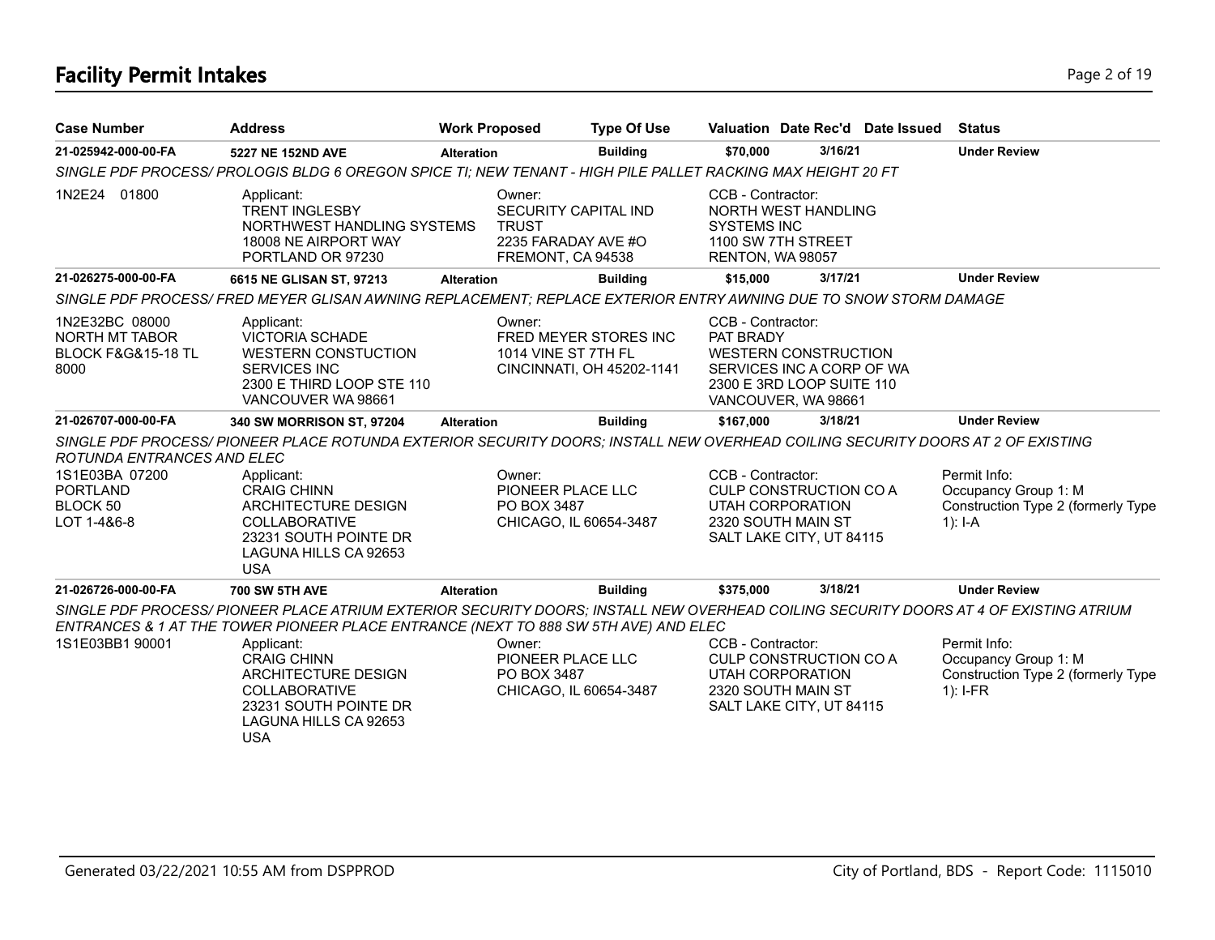# Facility Permit Intakes

| Case Number | Address | Work Proposed | Type Of Use | Valuation | Date Rec'd | Date Issued | Status |
|---|---|---|---|---|---|---|---|
| **21-025942-000-00-FA** | **5227 NE 152ND AVE** | **Alteration** | **Building** | **$70,000** | **3/16/21** | | **Under Review** |

*SINGLE PDF PROCESS/ PROLOGIS BLDG 6 OREGON SPICE TI; NEW TENANT - HIGH PILE PALLET RACKING MAX HEIGHT 20 FT*

1N2E24 01800

Applicant:
TRENT INGLESBY
NORTHWEST HANDLING SYSTEMS
18008 NE AIRPORT WAY
PORTLAND OR 97230

Owner:
SECURITY CAPITAL IND TRUST
2235 FARADAY AVE #O
FREMONT, CA 94538

CCB - Contractor:
NORTH WEST HANDLING SYSTEMS INC
1100 SW 7TH STREET
RENTON, WA 98057

| Case Number | Address | Work Proposed | Type Of Use | Valuation | Date Rec'd | Date Issued | Status |
|---|---|---|---|---|---|---|---|
| **21-026275-000-00-FA** | **6615 NE GLISAN ST, 97213** | **Alteration** | **Building** | **$15,000** | **3/17/21** | | **Under Review** |

*SINGLE PDF PROCESS/ FRED MEYER GLISAN AWNING REPLACEMENT; REPLACE EXTERIOR ENTRY AWNING DUE TO SNOW STORM DAMAGE*

1N2E32BC 08000
NORTH MT TABOR
BLOCK F&G&15-18 TL 8000

Applicant:
VICTORIA SCHADE
WESTERN CONSTUCTION SERVICES INC
2300 E THIRD LOOP STE 110
VANCOUVER WA 98661

Owner:
FRED MEYER STORES INC
1014 VINE ST 7TH FL
CINCINNATI, OH 45202-1141

CCB - Contractor:
PAT BRADY
WESTERN CONSTRUCTION SERVICES INC A CORP OF WA
2300 E 3RD LOOP SUITE 110
VANCOUVER, WA 98661

| Case Number | Address | Work Proposed | Type Of Use | Valuation | Date Rec'd | Date Issued | Status |
|---|---|---|---|---|---|---|---|
| **21-026707-000-00-FA** | **340 SW MORRISON ST, 97204** | **Alteration** | **Building** | **$167,000** | **3/18/21** | | **Under Review** |

*SINGLE PDF PROCESS/ PIONEER PLACE ROTUNDA EXTERIOR SECURITY DOORS; INSTALL NEW OVERHEAD COILING SECURITY DOORS AT 2 OF EXISTING ROTUNDA ENTRANCES AND ELEC*

1S1E03BA 07200
PORTLAND
BLOCK 50
LOT 1-4&6-8

Applicant:
CRAIG CHINN
ARCHITECTURE DESIGN COLLABORATIVE
23231 SOUTH POINTE DR
LAGUNA HILLS CA 92653
USA

Owner:
PIONEER PLACE LLC
PO BOX 3487
CHICAGO, IL 60654-3487

CCB - Contractor:
CULP CONSTRUCTION CO A UTAH CORPORATION
2320 SOUTH MAIN ST
SALT LAKE CITY, UT 84115

Permit Info:
Occupancy Group 1: M
Construction Type 2 (formerly Type 1): I-A

| Case Number | Address | Work Proposed | Type Of Use | Valuation | Date Rec'd | Date Issued | Status |
|---|---|---|---|---|---|---|---|
| **21-026726-000-00-FA** | **700 SW 5TH AVE** | **Alteration** | **Building** | **$375,000** | **3/18/21** | | **Under Review** |

*SINGLE PDF PROCESS/ PIONEER PLACE ATRIUM EXTERIOR SECURITY DOORS; INSTALL NEW OVERHEAD COILING SECURITY DOORS AT 4 OF EXISTING ATRIUM ENTRANCES & 1 AT THE TOWER PIONEER PLACE ENTRANCE (NEXT TO 888 SW 5TH AVE) AND ELEC*

1S1E03BB1 90001

Applicant:
CRAIG CHINN
ARCHITECTURE DESIGN COLLABORATIVE
23231 SOUTH POINTE DR
LAGUNA HILLS CA 92653
USA

Owner:
PIONEER PLACE LLC
PO BOX 3487
CHICAGO, IL 60654-3487

CCB - Contractor:
CULP CONSTRUCTION CO A UTAH CORPORATION
2320 SOUTH MAIN ST
SALT LAKE CITY, UT 84115

Permit Info:
Occupancy Group 1: M
Construction Type 2 (formerly Type 1): I-FR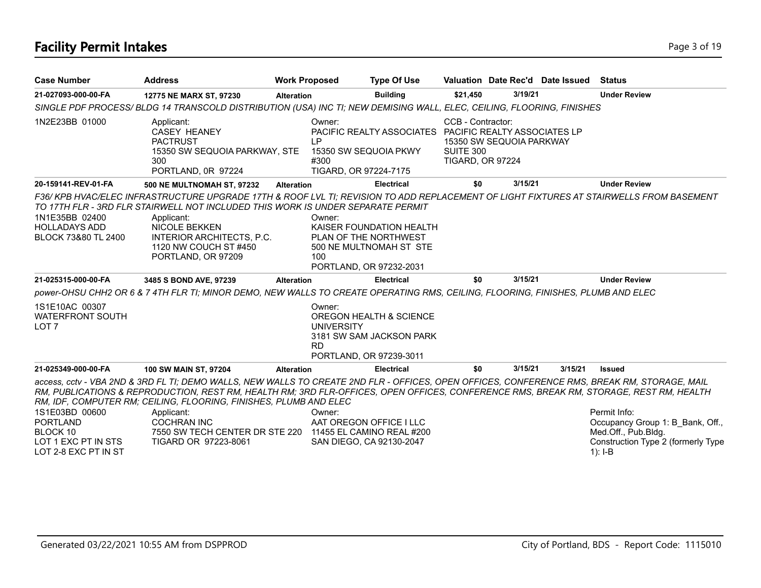## Facility Permit Intakes

| Case Number | Address | Work Proposed | Type Of Use | Valuation | Date Rec'd | Date Issued | Status |
|---|---|---|---|---|---|---|---|
| **21-027093-000-00-FA** | **12775 NE MARX ST, 97230** | **Alteration** | **Building** | **$21,450** | **3/19/21** | | **Under Review** |

*SINGLE PDF PROCESS/ BLDG 14 TRANSCOLD DISTRIBUTION (USA) INC TI; NEW DEMISING WALL, ELEC, CEILING, FLOORING, FINISHES*

1N2E23BB 01000

Applicant:
CASEY HEANEY
PACTRUST
15350 SW SEQUOIA PARKWAY, STE 300
PORTLAND, 0R 97224

Owner:
PACIFIC REALTY ASSOCIATES LP
15350 SW SEQUOIA PKWY #300
TIGARD, OR 97224-7175

CCB - Contractor:
PACIFIC REALTY ASSOCIATES LP
15350 SW SEQUOIA PARKWAY
SUITE 300
TIGARD, OR 97224

| Case Number | Address | Work Proposed | Type Of Use | Valuation | Date Rec'd | Date Issued | Status |
|---|---|---|---|---|---|---|---|
| **20-159141-REV-01-FA** | **500 NE MULTNOMAH ST, 97232** | **Alteration** | **Electrical** | **$0** | **3/15/21** | | **Under Review** |

*F36/ KPB HVAC/ELEC INFRASTRUCTURE UPGRADE 17TH & ROOF LVL TI; REVISION TO ADD REPLACEMENT OF LIGHT FIXTURES AT STAIRWELLS FROM BASEMENT TO 17TH FLR - 3RD FLR STAIRWELL NOT INCLUDED THIS WORK IS UNDER SEPARATE PERMIT*

1N1E35BB 02400
HOLLADAYS ADD
BLOCK 73&80 TL 2400

Applicant:
NICOLE BEKKEN
INTERIOR ARCHITECTS, P.C.
1120 NW COUCH ST #450
PORTLAND, OR 97209

Owner:
KAISER FOUNDATION HEALTH PLAN OF THE NORTHWEST
500 NE MULTNOMAH ST STE 100
PORTLAND, OR 97232-2031

| Case Number | Address | Work Proposed | Type Of Use | Valuation | Date Rec'd | Date Issued | Status |
|---|---|---|---|---|---|---|---|
| **21-025315-000-00-FA** | **3485 S BOND AVE, 97239** | **Alteration** | **Electrical** | **$0** | **3/15/21** | | **Under Review** |

*power-OHSU CHH2 OR 6 & 7 4TH FLR TI; MINOR DEMO, NEW WALLS TO CREATE OPERATING RMS, CEILING, FLOORING, FINISHES, PLUMB AND ELEC*

1S1E10AC 00307
WATERFRONT SOUTH
LOT 7

Owner:
OREGON HEALTH & SCIENCE UNIVERSITY
3181 SW SAM JACKSON PARK RD
PORTLAND, OR 97239-3011

| Case Number | Address | Work Proposed | Type Of Use | Valuation | Date Rec'd | Date Issued | Status |
|---|---|---|---|---|---|---|---|
| **21-025349-000-00-FA** | **100 SW MAIN ST, 97204** | **Alteration** | **Electrical** | **$0** | **3/15/21** | **3/15/21** | **Issued** |

*access, cctv - VBA 2ND & 3RD FL TI; DEMO WALLS, NEW WALLS TO CREATE 2ND FLR - OFFICES, OPEN OFFICES, CONFERENCE RMS, BREAK RM, STORAGE, MAIL RM, PUBLICATIONS & REPRODUCTION, REST RM, HEALTH RM; 3RD FLR-OFFICES, OPEN OFFICES, CONFERENCE RMS, BREAK RM, STORAGE, REST RM, HEALTH RM, IDF, COMPUTER RM; CEILING, FLOORING, FINISHES, PLUMB AND ELEC*

1S1E03BD 00600
PORTLAND
BLOCK 10
LOT 1 EXC PT IN STS
LOT 2-8 EXC PT IN ST

Applicant:
COCHRAN INC
7550 SW TECH CENTER DR STE 220
TIGARD OR 97223-8061

Owner:
AAT OREGON OFFICE I LLC
11455 EL CAMINO REAL #200
SAN DIEGO, CA 92130-2047

Permit Info:
Occupancy Group 1: B_Bank, Off., Med.Off., Pub.Bldg.
Construction Type 2 (formerly Type 1): I-B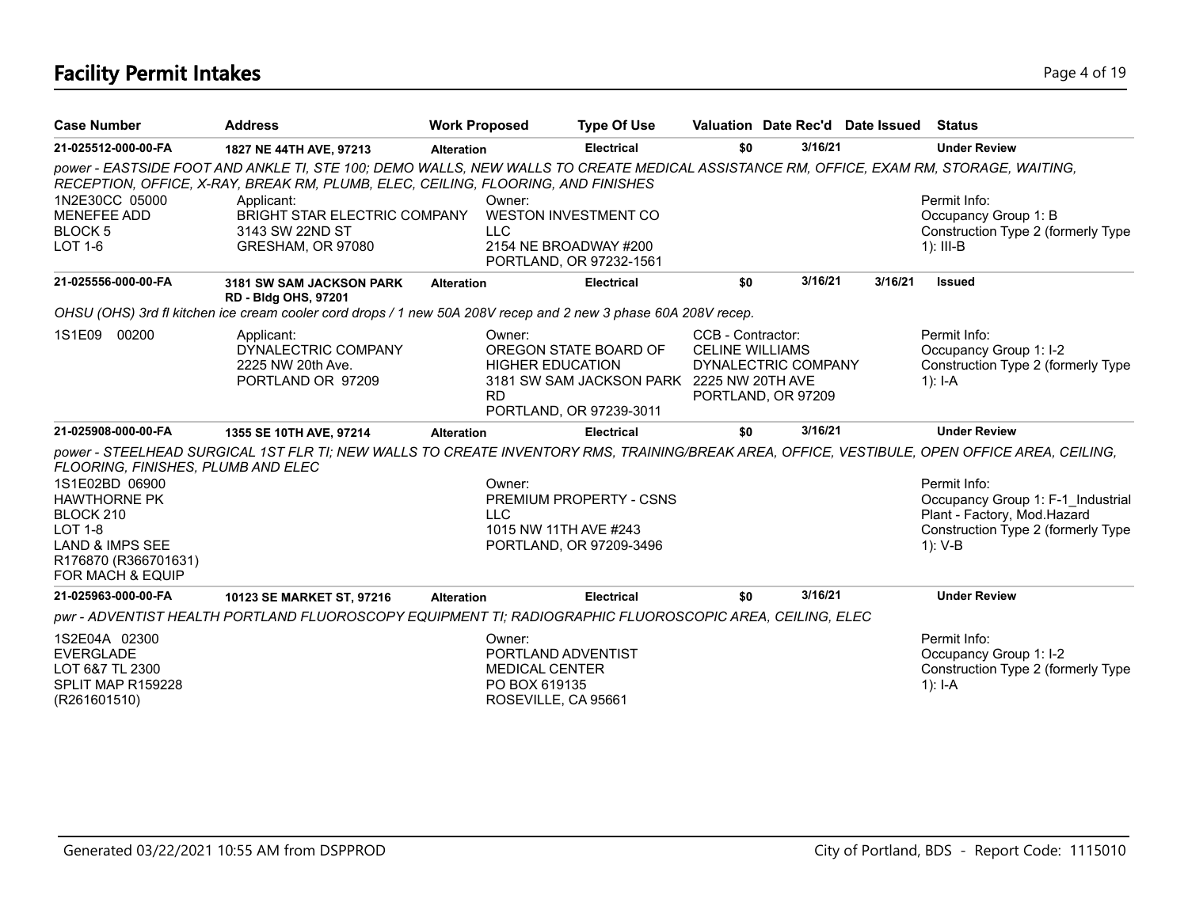# Facility Permit Intakes

| Case Number | Address | Work Proposed | Type Of Use | Valuation | Date Rec'd | Date Issued | Status |
|---|---|---|---|---|---|---|---|
| **21-025512-000-00-FA** | **1827 NE 44TH AVE, 97213** | **Alteration** | **Electrical** | **$0** | **3/16/21** | | **Under Review** |

*power - EASTSIDE FOOT AND ANKLE TI, STE 100; DEMO WALLS, NEW WALLS TO CREATE MEDICAL ASSISTANCE RM, OFFICE, EXAM RM, STORAGE, WAITING, RECEPTION, OFFICE, X-RAY, BREAK RM, PLUMB, ELEC, CEILING, FLOORING, AND FINISHES*

1N2E30CC 05000
MENEFEE ADD
BLOCK 5
LOT 1-6

Applicant:
BRIGHT STAR ELECTRIC COMPANY
3143 SW 22ND ST
GRESHAM, OR 97080

Owner:
WESTON INVESTMENT CO LLC
2154 NE BROADWAY #200
PORTLAND, OR 97232-1561

Permit Info:
Occupancy Group 1: B
Construction Type 2 (formerly Type 1): III-B

| Case Number | Address | Work Proposed | Type Of Use | Valuation | Date Rec'd | Date Issued | Status |
|---|---|---|---|---|---|---|---|
| **21-025556-000-00-FA** | **3181 SW SAM JACKSON PARK RD - Bldg OHS, 97201** | **Alteration** | **Electrical** | **$0** | **3/16/21** | **3/16/21** | **Issued** |

*OHSU (OHS) 3rd fl kitchen ice cream cooler cord drops / 1 new 50A 208V recep and 2 new 3 phase 60A 208V recep.*

1S1E09 00200

Applicant:
DYNALECTRIC COMPANY
2225 NW 20th Ave.
PORTLAND OR 97209

Owner:
OREGON STATE BOARD OF HIGHER EDUCATION
3181 SW SAM JACKSON PARK RD
PORTLAND, OR 97239-3011

CCB - Contractor:
CELINE WILLIAMS
DYNALECTRIC COMPANY
2225 NW 20TH AVE
PORTLAND, OR 97209

Permit Info:
Occupancy Group 1: I-2
Construction Type 2 (formerly Type 1): I-A

| Case Number | Address | Work Proposed | Type Of Use | Valuation | Date Rec'd | Date Issued | Status |
|---|---|---|---|---|---|---|---|
| **21-025908-000-00-FA** | **1355 SE 10TH AVE, 97214** | **Alteration** | **Electrical** | **$0** | **3/16/21** | | **Under Review** |

*power - STEELHEAD SURGICAL 1ST FLR TI; NEW WALLS TO CREATE INVENTORY RMS, TRAINING/BREAK AREA, OFFICE, VESTIBULE, OPEN OFFICE AREA, CEILING, FLOORING, FINISHES, PLUMB AND ELEC*

1S1E02BD 06900
HAWTHORNE PK
BLOCK 210
LOT 1-8
LAND & IMPS SEE R176870 (R366701631) FOR MACH & EQUIP

Owner:
PREMIUM PROPERTY - CSNS LLC
1015 NW 11TH AVE #243
PORTLAND, OR 97209-3496

Permit Info:
Occupancy Group 1: F-1_Industrial Plant - Factory, Mod.Hazard
Construction Type 2 (formerly Type 1): V-B

| Case Number | Address | Work Proposed | Type Of Use | Valuation | Date Rec'd | Date Issued | Status |
|---|---|---|---|---|---|---|---|
| **21-025963-000-00-FA** | **10123 SE MARKET ST, 97216** | **Alteration** | **Electrical** | **$0** | **3/16/21** | | **Under Review** |

*pwr - ADVENTIST HEALTH PORTLAND FLUOROSCOPY EQUIPMENT TI; RADIOGRAPHIC FLUOROSCOPIC AREA, CEILING, ELEC*

1S2E04A 02300
EVERGLADE
LOT 6&7 TL 2300
SPLIT MAP R159228 (R261601510)

Owner:
PORTLAND ADVENTIST MEDICAL CENTER
PO BOX 619135
ROSEVILLE, CA 95661

Permit Info:
Occupancy Group 1: I-2
Construction Type 2 (formerly Type 1): I-A

Generated 03/22/2021 10:55 AM from DSPPROD

City of Portland, BDS - Report Code: 1115010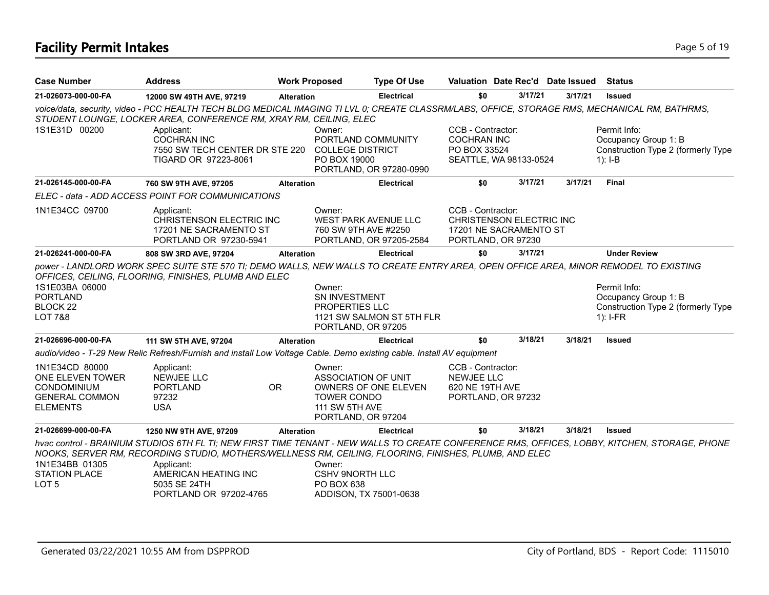# Facility Permit Intakes

| Case Number | Address | Work Proposed | Type Of Use | Valuation | Date Rec'd | Date Issued | Status |
|---|---|---|---|---|---|---|---|
| 21-026073-000-00-FA | 12000 SW 49TH AVE, 97219 | Alteration | Electrical | $0 | 3/17/21 | 3/17/21 | Issued |

*voice/data, security, video - PCC HEALTH TECH BLDG MEDICAL IMAGING TI LVL 0; CREATE CLASSRM/LABS, OFFICE, STORAGE RMS, MECHANICAL RM, BATHRMS, STUDENT LOUNGE, LOCKER AREA, CONFERENCE RM, XRAY RM, CEILING, ELEC*

1S1E31D 00200

Applicant:
COCHRAN INC
7550 SW TECH CENTER DR STE 220
TIGARD OR 97223-8061

Owner:
PORTLAND COMMUNITY COLLEGE DISTRICT
PO BOX 19000
PORTLAND, OR 97280-0990

CCB - Contractor:
COCHRAN INC
PO BOX 33524
SEATTLE, WA 98133-0524

Permit Info:
Occupancy Group 1: B
Construction Type 2 (formerly Type 1): I-B

| Case Number | Address | Work Proposed | Type Of Use | Valuation | Date Rec'd | Date Issued | Status |
|---|---|---|---|---|---|---|---|
| 21-026145-000-00-FA | 760 SW 9TH AVE, 97205 | Alteration | Electrical | $0 | 3/17/21 | 3/17/21 | Final |

*ELEC - data - ADD ACCESS POINT FOR COMMUNICATIONS*

1N1E34CC 09700

Applicant:
CHRISTENSON ELECTRIC INC
17201 NE SACRAMENTO ST
PORTLAND OR 97230-5941

Owner:
WEST PARK AVENUE LLC
760 SW 9TH AVE #2250
PORTLAND, OR 97205-2584

CCB - Contractor:
CHRISTENSON ELECTRIC INC
17201 NE SACRAMENTO ST
PORTLAND, OR 97230

| Case Number | Address | Work Proposed | Type Of Use | Valuation | Date Rec'd | Date Issued | Status |
|---|---|---|---|---|---|---|---|
| 21-026241-000-00-FA | 808 SW 3RD AVE, 97204 | Alteration | Electrical | $0 | 3/17/21 | | Under Review |

*power - LANDLORD WORK SPEC SUITE STE 570 TI; DEMO WALLS, NEW WALLS TO CREATE ENTRY AREA, OPEN OFFICE AREA, MINOR REMODEL TO EXISTING OFFICES, CEILING, FLOORING, FINISHES, PLUMB AND ELEC*

1S1E03BA 06000
PORTLAND
BLOCK 22
LOT 7&8

Owner:
SN INVESTMENT PROPERTIES LLC
1121 SW SALMON ST 5TH FLR
PORTLAND, OR 97205

Permit Info:
Occupancy Group 1: B
Construction Type 2 (formerly Type 1): I-FR

| Case Number | Address | Work Proposed | Type Of Use | Valuation | Date Rec'd | Date Issued | Status |
|---|---|---|---|---|---|---|---|
| 21-026696-000-00-FA | 111 SW 5TH AVE, 97204 | Alteration | Electrical | $0 | 3/18/21 | 3/18/21 | Issued |

*audio/video - T-29 New Relic Refresh/Furnish and install Low Voltage Cable. Demo existing cable. Install AV equipment*

1N1E34CD 80000
ONE ELEVEN TOWER CONDOMINIUM
GENERAL COMMON ELEMENTS

Applicant:
NEWJEE LLC
PORTLAND OR
97232
USA

Owner:
ASSOCIATION OF UNIT OWNERS OF ONE ELEVEN TOWER CONDO
111 SW 5TH AVE
PORTLAND, OR 97204

CCB - Contractor:
NEWJEE LLC
620 NE 19TH AVE
PORTLAND, OR 97232

| Case Number | Address | Work Proposed | Type Of Use | Valuation | Date Rec'd | Date Issued | Status |
|---|---|---|---|---|---|---|---|
| 21-026699-000-00-FA | 1250 NW 9TH AVE, 97209 | Alteration | Electrical | $0 | 3/18/21 | 3/18/21 | Issued |

*hvac control - BRAINIUM STUDIOS 6TH FL TI; NEW FIRST TIME TENANT - NEW WALLS TO CREATE CONFERENCE RMS, OFFICES, LOBBY, KITCHEN, STORAGE, PHONE NOOKS, SERVER RM, RECORDING STUDIO, MOTHERS/WELLNESS RM, CEILING, FLOORING, FINISHES, PLUMB, AND ELEC*

1N1E34BB 01305
STATION PLACE
LOT 5

Applicant:
AMERICAN HEATING INC
5035 SE 24TH
PORTLAND OR 97202-4765

Owner:
CSHV 9NORTH LLC
PO BOX 638
ADDISON, TX 75001-0638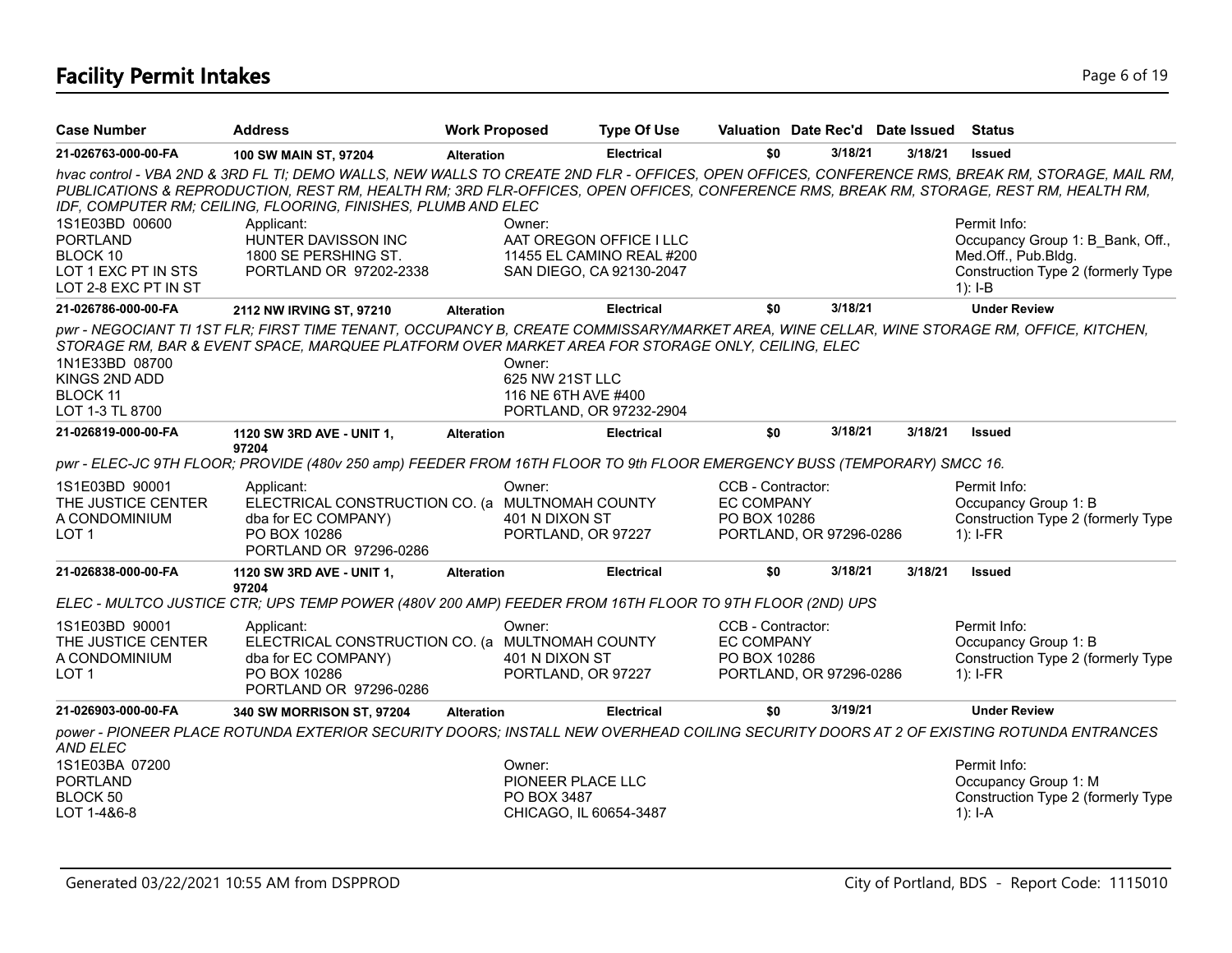# Facility Permit Intakes

| Case Number | Address | Work Proposed | Type Of Use | Valuation | Date Rec'd | Date Issued | Status |
|---|---|---|---|---|---|---|---|
| 21-026763-000-00-FA | 100 SW MAIN ST, 97204 | Alteration | Electrical | $0 | 3/18/21 | 3/18/21 | Issued |

*hvac control - VBA 2ND & 3RD FL TI; DEMO WALLS, NEW WALLS TO CREATE 2ND FLR - OFFICES, OPEN OFFICES, CONFERENCE RMS, BREAK RM, STORAGE, MAIL RM, PUBLICATIONS & REPRODUCTION, REST RM, HEALTH RM; 3RD FLR-OFFICES, OPEN OFFICES, CONFERENCE RMS, BREAK RM, STORAGE, REST RM, HEALTH RM, IDF, COMPUTER RM; CEILING, FLOORING, FINISHES, PLUMB AND ELEC*

1S1E03BD 00600
PORTLAND
BLOCK 10
LOT 1 EXC PT IN STS
LOT 2-8 EXC PT IN ST

Applicant:
HUNTER DAVISSON INC
1800 SE PERSHING ST.
PORTLAND OR 97202-2338

Owner:
AAT OREGON OFFICE I LLC
11455 EL CAMINO REAL #200
SAN DIEGO, CA 92130-2047

Permit Info:
Occupancy Group 1: B_Bank, Off., Med.Off., Pub.Bldg.
Construction Type 2 (formerly Type 1): I-B

| Case Number | Address | Work Proposed | Type Of Use | Valuation | Date Rec'd | Date Issued | Status |
|---|---|---|---|---|---|---|---|
| 21-026786-000-00-FA | 2112 NW IRVING ST, 97210 | Alteration | Electrical | $0 | 3/18/21 | | Under Review |

*pwr - NEGOCIANT TI 1ST FLR; FIRST TIME TENANT, OCCUPANCY B, CREATE COMMISSARY/MARKET AREA, WINE CELLAR, WINE STORAGE RM, OFFICE, KITCHEN, STORAGE RM, BAR & EVENT SPACE, MARQUEE PLATFORM OVER MARKET AREA FOR STORAGE ONLY, CEILING, ELEC*

1N1E33BD 08700
KINGS 2ND ADD
BLOCK 11
LOT 1-3 TL 8700

Owner:
625 NW 21ST LLC
116 NE 6TH AVE #400
PORTLAND, OR 97232-2904

| Case Number | Address | Work Proposed | Type Of Use | Valuation | Date Rec'd | Date Issued | Status |
|---|---|---|---|---|---|---|---|
| 21-026819-000-00-FA | 1120 SW 3RD AVE - UNIT 1, 97204 | Alteration | Electrical | $0 | 3/18/21 | 3/18/21 | Issued |

*pwr - ELEC-JC 9TH FLOOR; PROVIDE (480v 250 amp) FEEDER FROM 16TH FLOOR TO 9th FLOOR EMERGENCY BUSS (TEMPORARY) SMCC 16.*

1S1E03BD 90001
THE JUSTICE CENTER
A CONDOMINIUM
LOT 1

Applicant:
ELECTRICAL CONSTRUCTION CO. (a dba for EC COMPANY)
PO BOX 10286
PORTLAND OR 97296-0286

Owner:
MULTNOMAH COUNTY
401 N DIXON ST
PORTLAND, OR 97227

CCB - Contractor:
EC COMPANY
PO BOX 10286
PORTLAND, OR 97296-0286

Permit Info:
Occupancy Group 1: B
Construction Type 2 (formerly Type 1): I-FR

| Case Number | Address | Work Proposed | Type Of Use | Valuation | Date Rec'd | Date Issued | Status |
|---|---|---|---|---|---|---|---|
| 21-026838-000-00-FA | 1120 SW 3RD AVE - UNIT 1, 97204 | Alteration | Electrical | $0 | 3/18/21 | 3/18/21 | Issued |

*ELEC - MULTCO JUSTICE CTR; UPS TEMP POWER (480V 200 AMP) FEEDER FROM 16TH FLOOR TO 9TH FLOOR (2ND) UPS*

1S1E03BD 90001
THE JUSTICE CENTER
A CONDOMINIUM
LOT 1

Applicant:
ELECTRICAL CONSTRUCTION CO. (a dba for EC COMPANY)
PO BOX 10286
PORTLAND OR 97296-0286

Owner:
MULTNOMAH COUNTY
401 N DIXON ST
PORTLAND, OR 97227

CCB - Contractor:
EC COMPANY
PO BOX 10286
PORTLAND, OR 97296-0286

Permit Info:
Occupancy Group 1: B
Construction Type 2 (formerly Type 1): I-FR

| Case Number | Address | Work Proposed | Type Of Use | Valuation | Date Rec'd | Date Issued | Status |
|---|---|---|---|---|---|---|---|
| 21-026903-000-00-FA | 340 SW MORRISON ST, 97204 | Alteration | Electrical | $0 | 3/19/21 | | Under Review |

*power - PIONEER PLACE ROTUNDA EXTERIOR SECURITY DOORS; INSTALL NEW OVERHEAD COILING SECURITY DOORS AT 2 OF EXISTING ROTUNDA ENTRANCES AND ELEC*

1S1E03BA 07200
PORTLAND
BLOCK 50
LOT 1-4&6-8

Owner:
PIONEER PLACE LLC
PO BOX 3487
CHICAGO, IL 60654-3487

Permit Info:
Occupancy Group 1: M
Construction Type 2 (formerly Type 1): I-A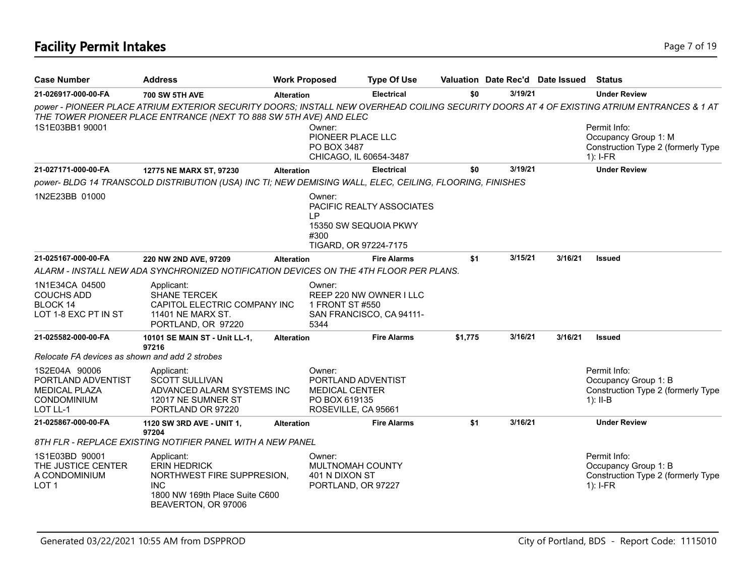## Facility Permit Intakes

| Case Number | Address | Work Proposed | Type Of Use | Valuation | Date Rec'd | Date Issued | Status |
|---|---|---|---|---|---|---|---|
| **21-026917-000-00-FA** | **700 SW 5TH AVE** | **Alteration** | **Electrical** | **$0** | **3/19/21** | | **Under Review** |

*power - PIONEER PLACE ATRIUM EXTERIOR SECURITY DOORS; INSTALL NEW OVERHEAD COILING SECURITY DOORS AT 4 OF EXISTING ATRIUM ENTRANCES & 1 AT THE TOWER PIONEER PLACE ENTRANCE (NEXT TO 888 SW 5TH AVE) AND ELEC*

1S1E03BB1 90001

Owner:
PIONEER PLACE LLC
PO BOX 3487
CHICAGO, IL 60654-3487

Permit Info:
Occupancy Group 1: M
Construction Type 2 (formerly Type 1): I-FR

| Case Number | Address | Work Proposed | Type Of Use | Valuation | Date Rec'd | Date Issued | Status |
|---|---|---|---|---|---|---|---|
| **21-027171-000-00-FA** | **12775 NE MARX ST, 97230** | **Alteration** | **Electrical** | **$0** | **3/19/21** | | **Under Review** |

*power- BLDG 14 TRANSCOLD DISTRIBUTION (USA) INC TI; NEW DEMISING WALL, ELEC, CEILING, FLOORING, FINISHES*

1N2E23BB 01000

Owner:
PACIFIC REALTY ASSOCIATES LP
15350 SW SEQUOIA PKWY #300
TIGARD, OR 97224-7175

| Case Number | Address | Work Proposed | Type Of Use | Valuation | Date Rec'd | Date Issued | Status |
|---|---|---|---|---|---|---|---|
| **21-025167-000-00-FA** | **220 NW 2ND AVE, 97209** | **Alteration** | **Fire Alarms** | **$1** | **3/15/21** | **3/16/21** | **Issued** |

*ALARM - INSTALL NEW ADA SYNCHRONIZED NOTIFICATION DEVICES ON THE 4TH FLOOR PER PLANS.*

1N1E34CA 04500
COUCHS ADD
BLOCK 14
LOT 1-8 EXC PT IN ST

Applicant:
SHANE TERCEK
CAPITOL ELECTRIC COMPANY INC
11401 NE MARX ST.
PORTLAND, OR 97220

Owner:
REEP 220 NW OWNER I LLC
1 FRONT ST #550
SAN FRANCISCO, CA 94111-5344

| Case Number | Address | Work Proposed | Type Of Use | Valuation | Date Rec'd | Date Issued | Status |
|---|---|---|---|---|---|---|---|
| **21-025582-000-00-FA** | **10101 SE MAIN ST - Unit LL-1, 97216** | **Alteration** | **Fire Alarms** | **$1,775** | **3/16/21** | **3/16/21** | **Issued** |

*Relocate FA devices as shown and add 2 strobes*

1S2E04A 90006
PORTLAND ADVENTIST MEDICAL PLAZA CONDOMINIUM
LOT LL-1

Applicant:
SCOTT SULLIVAN
ADVANCED ALARM SYSTEMS INC
12017 NE SUMNER ST
PORTLAND OR 97220

Owner:
PORTLAND ADVENTIST MEDICAL CENTER
PO BOX 619135
ROSEVILLE, CA 95661

Permit Info:
Occupancy Group 1: B
Construction Type 2 (formerly Type 1): II-B

| Case Number | Address | Work Proposed | Type Of Use | Valuation | Date Rec'd | Date Issued | Status |
|---|---|---|---|---|---|---|---|
| **21-025867-000-00-FA** | **1120 SW 3RD AVE - UNIT 1, 97204** | **Alteration** | **Fire Alarms** | **$1** | **3/16/21** | | **Under Review** |

*8TH FLR - REPLACE EXISTING NOTIFIER PANEL WITH A NEW PANEL*

1S1E03BD 90001
THE JUSTICE CENTER A CONDOMINIUM
LOT 1

Applicant:
ERIN HEDRICK
NORTHWEST FIRE SUPPRESION, INC
1800 NW 169th Place Suite C600
BEAVERTON, OR 97006

Owner:
MULTNOMAH COUNTY
401 N DIXON ST
PORTLAND, OR 97227

Permit Info:
Occupancy Group 1: B
Construction Type 2 (formerly Type 1): I-FR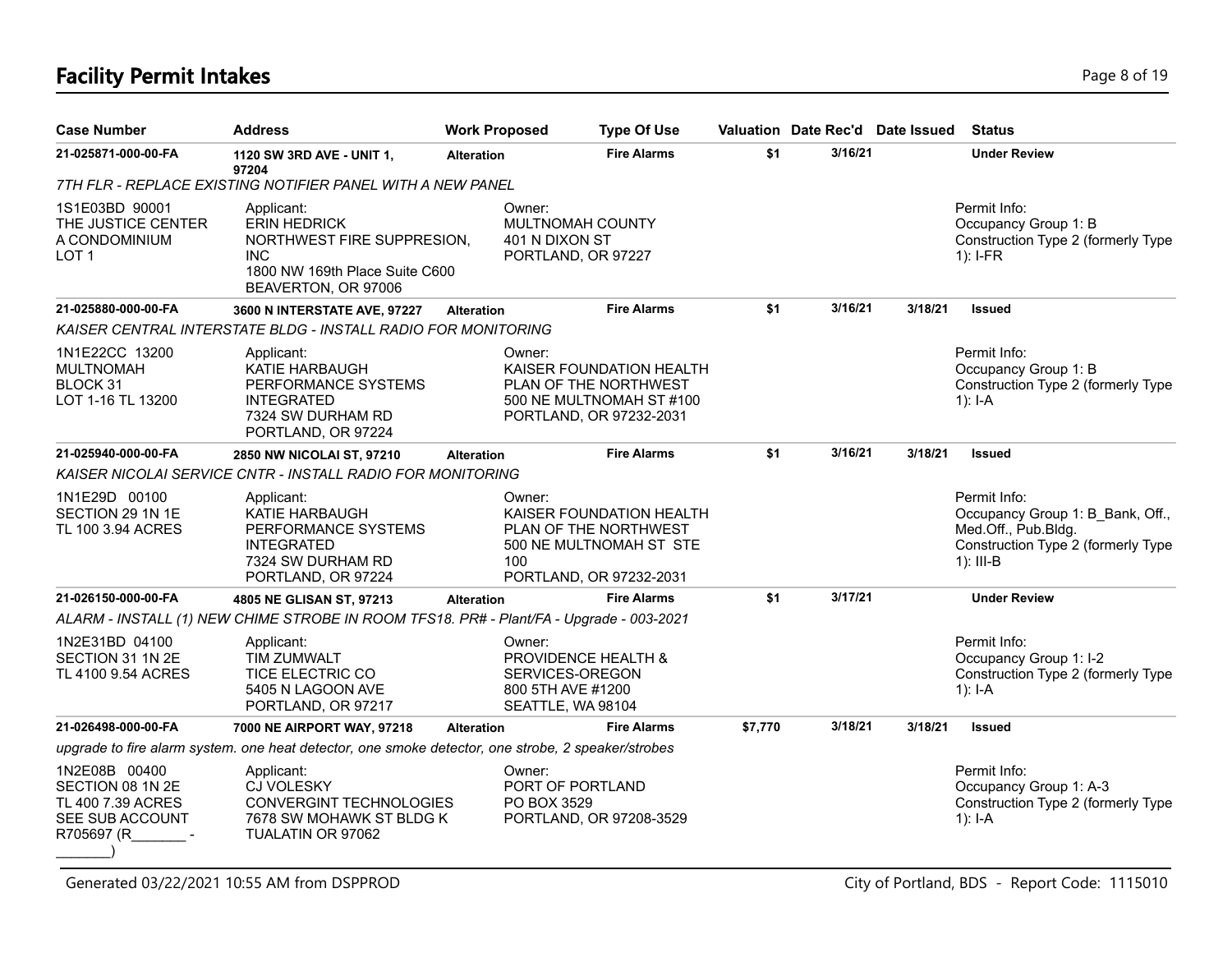# Facility Permit Intakes

| Case Number | Address | Work Proposed | Type Of Use | Valuation | Date Rec'd | Date Issued | Status |
|---|---|---|---|---|---|---|---|
| 21-025871-000-00-FA | 1120 SW 3RD AVE - UNIT 1, 97204 | Alteration | Fire Alarms | $1 | 3/16/21 | | Under Review |
| *7TH FLR - REPLACE EXISTING NOTIFIER PANEL WITH A NEW PANEL* | | | | | | | |
| 1S1E03BD 90001<br>THE JUSTICE CENTER<br>A CONDOMINIUM<br>LOT 1 | Applicant:<br>ERIN HEDRICK<br>NORTHWEST FIRE SUPPRESION, INC<br>1800 NW 169th Place Suite C600<br>BEAVERTON, OR 97006 | Owner:<br>MULTNOMAH COUNTY<br>401 N DIXON ST<br>PORTLAND, OR 97227 | | | | | Permit Info:<br>Occupancy Group 1: B<br>Construction Type 2 (formerly Type 1): I-FR |
| 21-025880-000-00-FA | 3600 N INTERSTATE AVE, 97227 | Alteration | Fire Alarms | $1 | 3/16/21 | 3/18/21 | Issued |
| *KAISER CENTRAL INTERSTATE BLDG - INSTALL RADIO FOR MONITORING* | | | | | | | |
| 1N1E22CC 13200<br>MULTNOMAH<br>BLOCK 31<br>LOT 1-16 TL 13200 | Applicant:<br>KATIE HARBAUGH<br>PERFORMANCE SYSTEMS INTEGRATED<br>7324 SW DURHAM RD<br>PORTLAND, OR 97224 | Owner:<br>KAISER FOUNDATION HEALTH PLAN OF THE NORTHWEST<br>500 NE MULTNOMAH ST #100<br>PORTLAND, OR 97232-2031 | | | | | Permit Info:<br>Occupancy Group 1: B<br>Construction Type 2 (formerly Type 1): I-A |
| 21-025940-000-00-FA | 2850 NW NICOLAI ST, 97210 | Alteration | Fire Alarms | $1 | 3/16/21 | 3/18/21 | Issued |
| *KAISER NICOLAI SERVICE CNTR - INSTALL RADIO FOR MONITORING* | | | | | | | |
| 1N1E29D 00100<br>SECTION 29 1N 1E<br>TL 100 3.94 ACRES | Applicant:<br>KATIE HARBAUGH<br>PERFORMANCE SYSTEMS INTEGRATED<br>7324 SW DURHAM RD<br>PORTLAND, OR 97224 | Owner:<br>KAISER FOUNDATION HEALTH PLAN OF THE NORTHWEST<br>500 NE MULTNOMAH ST STE 100<br>PORTLAND, OR 97232-2031 | | | | | Permit Info:<br>Occupancy Group 1: B_Bank, Off., Med.Off., Pub.Bldg.<br>Construction Type 2 (formerly Type 1): III-B |
| 21-026150-000-00-FA | 4805 NE GLISAN ST, 97213 | Alteration | Fire Alarms | $1 | 3/17/21 | | Under Review |
| *ALARM - INSTALL (1) NEW CHIME STROBE IN ROOM TFS18. PR# - Plant/FA - Upgrade - 003-2021* | | | | | | | |
| 1N2E31BD 04100<br>SECTION 31 1N 2E<br>TL 4100 9.54 ACRES | Applicant:<br>TIM ZUMWALT<br>TICE ELECTRIC CO<br>5405 N LAGOON AVE<br>PORTLAND, OR 97217 | Owner:<br>PROVIDENCE HEALTH & SERVICES-OREGON<br>800 5TH AVE #1200<br>SEATTLE, WA 98104 | | | | | Permit Info:<br>Occupancy Group 1: I-2<br>Construction Type 2 (formerly Type 1): I-A |
| 21-026498-000-00-FA | 7000 NE AIRPORT WAY, 97218 | Alteration | Fire Alarms | $7,770 | 3/18/21 | 3/18/21 | Issued |
| *upgrade to fire alarm system. one heat detector, one smoke detector, one strobe, 2 speaker/strobes* | | | | | | | |
| 1N2E08B 00400<br>SECTION 08 1N 2E<br>TL 400 7.39 ACRES<br>SEE SUB ACCOUNT<br>R705697 (R_______ - _______) | Applicant:<br>CJ VOLESKY<br>CONVERGINT TECHNOLOGIES<br>7678 SW MOHAWK ST BLDG K<br>TUALATIN OR 97062 | Owner:<br>PORT OF PORTLAND<br>PO BOX 3529<br>PORTLAND, OR 97208-3529 | | | | | Permit Info:<br>Occupancy Group 1: A-3<br>Construction Type 2 (formerly Type 1): I-A |

Generated 03/22/2021 10:55 AM from DSPPROD

City of Portland, BDS - Report Code: 1115010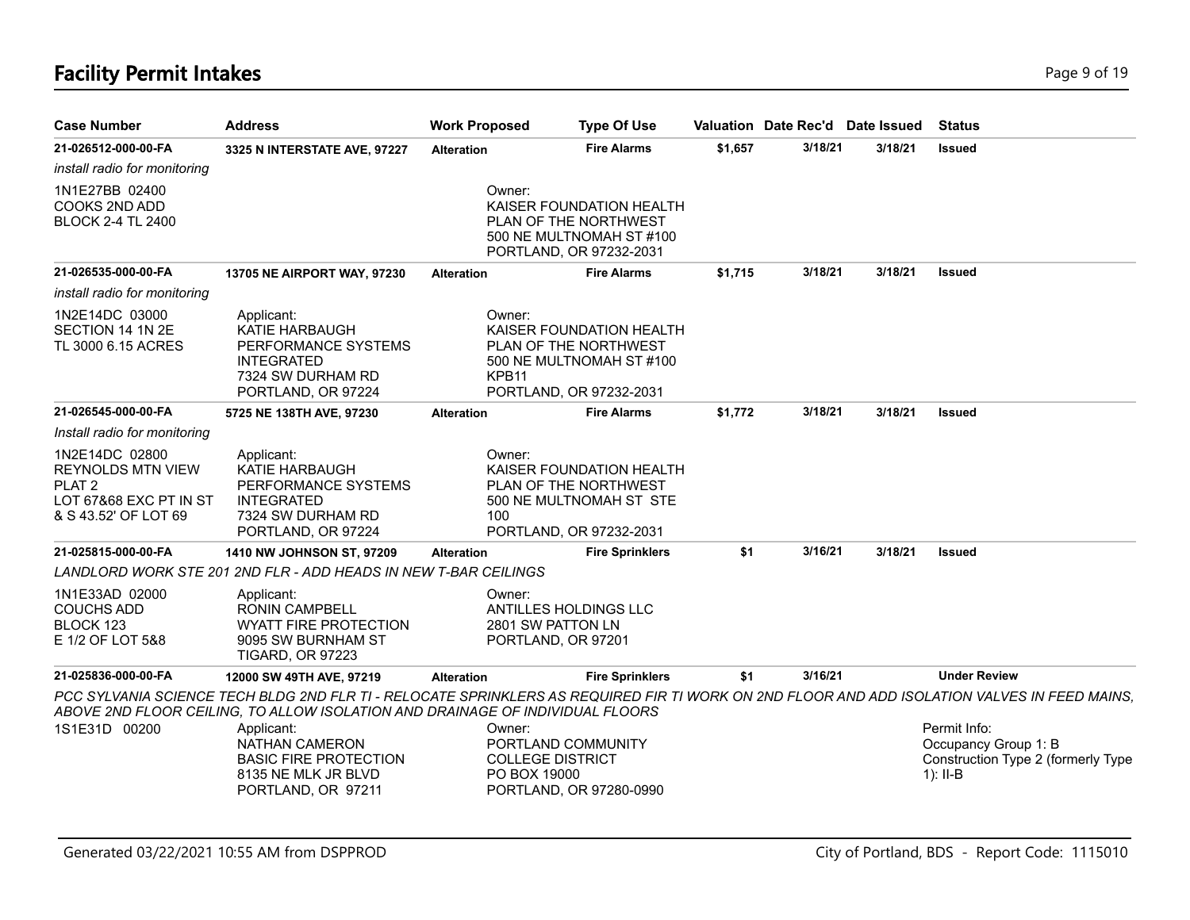## Facility Permit Intakes

| Case Number | Address | Work Proposed | Type Of Use | Valuation | Date Rec'd | Date Issued | Status |
|---|---|---|---|---|---|---|---|
| **21-026512-000-00-FA** | **3325 N INTERSTATE AVE, 97227** | **Alteration** | **Fire Alarms** | **$1,657** | **3/18/21** | **3/18/21** | **Issued** |

*install radio for monitoring*

1N1E27BB 02400
COOKS 2ND ADD
BLOCK 2-4 TL 2400

Owner:
KAISER FOUNDATION HEALTH
PLAN OF THE NORTHWEST
500 NE MULTNOMAH ST #100
PORTLAND, OR 97232-2031

| Case Number | Address | Work Proposed | Type Of Use | Valuation | Date Rec'd | Date Issued | Status |
|---|---|---|---|---|---|---|---|
| **21-026535-000-00-FA** | **13705 NE AIRPORT WAY, 97230** | **Alteration** | **Fire Alarms** | **$1,715** | **3/18/21** | **3/18/21** | **Issued** |

*install radio for monitoring*

1N2E14DC 03000
SECTION 14 1N 2E
TL 3000 6.15 ACRES

Applicant:
KATIE HARBAUGH
PERFORMANCE SYSTEMS
INTEGRATED
7324 SW DURHAM RD
PORTLAND, OR 97224

Owner:
KAISER FOUNDATION HEALTH
PLAN OF THE NORTHWEST
500 NE MULTNOMAH ST #100
KPB11
PORTLAND, OR 97232-2031

| Case Number | Address | Work Proposed | Type Of Use | Valuation | Date Rec'd | Date Issued | Status |
|---|---|---|---|---|---|---|---|
| **21-026545-000-00-FA** | **5725 NE 138TH AVE, 97230** | **Alteration** | **Fire Alarms** | **$1,772** | **3/18/21** | **3/18/21** | **Issued** |

*Install radio for monitoring*

1N2E14DC 02800
REYNOLDS MTN VIEW
PLAT 2
LOT 67&68 EXC PT IN ST
& S 43.52' OF LOT 69

Applicant:
KATIE HARBAUGH
PERFORMANCE SYSTEMS
INTEGRATED
7324 SW DURHAM RD
PORTLAND, OR 97224

Owner:
KAISER FOUNDATION HEALTH
PLAN OF THE NORTHWEST
500 NE MULTNOMAH ST STE
100
PORTLAND, OR 97232-2031

| Case Number | Address | Work Proposed | Type Of Use | Valuation | Date Rec'd | Date Issued | Status |
|---|---|---|---|---|---|---|---|
| **21-025815-000-00-FA** | **1410 NW JOHNSON ST, 97209** | **Alteration** | **Fire Sprinklers** | **$1** | **3/16/21** | **3/18/21** | **Issued** |

*LANDLORD WORK STE 201 2ND FLR - ADD HEADS IN NEW T-BAR CEILINGS*

1N1E33AD 02000
COUCHS ADD
BLOCK 123
E 1/2 OF LOT 5&8

Applicant:
RONIN CAMPBELL
WYATT FIRE PROTECTION
9095 SW BURNHAM ST
TIGARD, OR 97223

Owner:
ANTILLES HOLDINGS LLC
2801 SW PATTON LN
PORTLAND, OR 97201

| Case Number | Address | Work Proposed | Type Of Use | Valuation | Date Rec'd | Date Issued | Status |
|---|---|---|---|---|---|---|---|
| **21-025836-000-00-FA** | **12000 SW 49TH AVE, 97219** | **Alteration** | **Fire Sprinklers** | **$1** | **3/16/21** | | **Under Review** |

*PCC SYLVANIA SCIENCE TECH BLDG 2ND FLR TI - RELOCATE SPRINKLERS AS REQUIRED FIR TI WORK ON 2ND FLOOR AND ADD ISOLATION VALVES IN FEED MAINS, ABOVE 2ND FLOOR CEILING, TO ALLOW ISOLATION AND DRAINAGE OF INDIVIDUAL FLOORS*

1S1E31D 00200

Applicant:
NATHAN CAMERON
BASIC FIRE PROTECTION
8135 NE MLK JR BLVD
PORTLAND, OR 97211

Owner:
PORTLAND COMMUNITY
COLLEGE DISTRICT
PO BOX 19000
PORTLAND, OR 97280-0990

Permit Info:
Occupancy Group 1: B
Construction Type 2 (formerly Type 1): II-B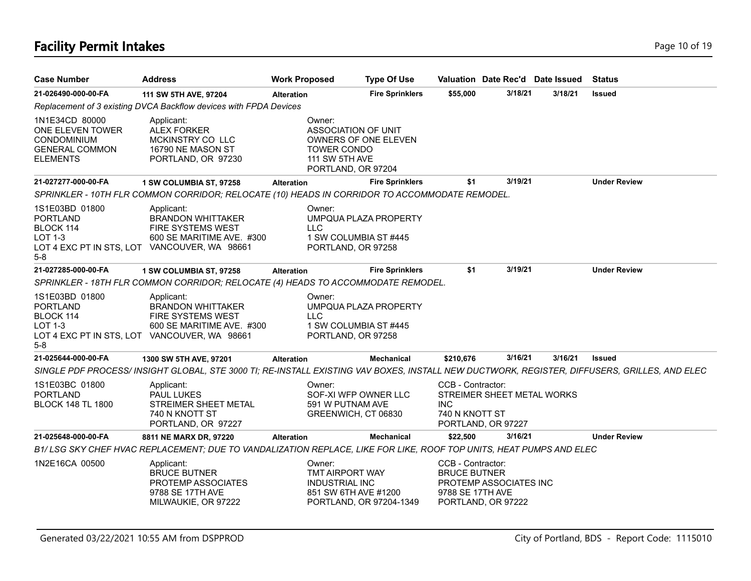# Facility Permit Intakes

| Case Number | Address | Work Proposed | Type Of Use | Valuation | Date Rec'd | Date Issued | Status |
|---|---|---|---|---|---|---|---|
| **21-026490-000-00-FA** | **111 SW 5TH AVE, 97204** | **Alteration** | **Fire Sprinklers** | **$55,000** | **3/18/21** | **3/18/21** | **Issued** |

*Replacement of 3 existing DVCA Backflow devices with FPDA Devices*

1N1E34CD 80000
ONE ELEVEN TOWER
CONDOMINIUM
GENERAL COMMON
ELEMENTS

Applicant:
ALEX FORKER
MCKINSTRY CO LLC
16790 NE MASON ST
PORTLAND, OR 97230

Owner:
ASSOCIATION OF UNIT
OWNERS OF ONE ELEVEN
TOWER CONDO
111 SW 5TH AVE
PORTLAND, OR 97204

| Case Number | Address | Work Proposed | Type Of Use | Valuation | Date Rec'd | Date Issued | Status |
|---|---|---|---|---|---|---|---|
| **21-027277-000-00-FA** | **1 SW COLUMBIA ST, 97258** | **Alteration** | **Fire Sprinklers** | **$1** | **3/19/21** | | **Under Review** |

*SPRINKLER - 10TH FLR COMMON CORRIDOR; RELOCATE (10) HEADS IN CORRIDOR TO ACCOMMODATE REMODEL.*

1S1E03BD 01800
PORTLAND
BLOCK 114
LOT 1-3
LOT 4 EXC PT IN STS, LOT 5-8

Applicant:
BRANDON WHITTAKER
FIRE SYSTEMS WEST
600 SE MARITIME AVE. #300
VANCOUVER, WA 98661

Owner:
UMPQUA PLAZA PROPERTY
LLC
1 SW COLUMBIA ST #445
PORTLAND, OR 97258

| Case Number | Address | Work Proposed | Type Of Use | Valuation | Date Rec'd | Date Issued | Status |
|---|---|---|---|---|---|---|---|
| **21-027285-000-00-FA** | **1 SW COLUMBIA ST, 97258** | **Alteration** | **Fire Sprinklers** | **$1** | **3/19/21** | | **Under Review** |

*SPRINKLER - 18TH FLR COMMON CORRIDOR; RELOCATE (4) HEADS TO ACCOMMODATE REMODEL.*

1S1E03BD 01800
PORTLAND
BLOCK 114
LOT 1-3
LOT 4 EXC PT IN STS, LOT 5-8

Applicant:
BRANDON WHITTAKER
FIRE SYSTEMS WEST
600 SE MARITIME AVE. #300
VANCOUVER, WA 98661

Owner:
UMPQUA PLAZA PROPERTY
LLC
1 SW COLUMBIA ST #445
PORTLAND, OR 97258

| Case Number | Address | Work Proposed | Type Of Use | Valuation | Date Rec'd | Date Issued | Status |
|---|---|---|---|---|---|---|---|
| **21-025644-000-00-FA** | **1300 SW 5TH AVE, 97201** | **Alteration** | **Mechanical** | **$210,676** | **3/16/21** | **3/16/21** | **Issued** |

*SINGLE PDF PROCESS/ INSIGHT GLOBAL, STE 3000 TI; RE-INSTALL EXISTING VAV BOXES, INSTALL NEW DUCTWORK, REGISTER, DIFFUSERS, GRILLES, AND ELEC*

1S1E03BC 01800
PORTLAND
BLOCK 148 TL 1800

Applicant:
PAUL LUKES
STREIMER SHEET METAL
740 N KNOTT ST
PORTLAND, OR 97227

Owner:
SOF-XI WFP OWNER LLC
591 W PUTNAM AVE
GREENWICH, CT 06830

CCB - Contractor:
STREIMER SHEET METAL WORKS
INC
740 N KNOTT ST
PORTLAND, OR 97227

| Case Number | Address | Work Proposed | Type Of Use | Valuation | Date Rec'd | Date Issued | Status |
|---|---|---|---|---|---|---|---|
| **21-025648-000-00-FA** | **8811 NE MARX DR, 97220** | **Alteration** | **Mechanical** | **$22,500** | **3/16/21** | | **Under Review** |

*B1/ LSG SKY CHEF HVAC REPLACEMENT; DUE TO VANDALIZATION REPLACE, LIKE FOR LIKE, ROOF TOP UNITS, HEAT PUMPS AND ELEC*

1N2E16CA 00500

Applicant:
BRUCE BUTNER
PROTEMP ASSOCIATES
9788 SE 17TH AVE
MILWAUKIE, OR 97222

Owner:
TMT AIRPORT WAY
INDUSTRIAL INC
851 SW 6TH AVE #1200
PORTLAND, OR 97204-1349

CCB - Contractor:
BRUCE BUTNER
PROTEMP ASSOCIATES INC
9788 SE 17TH AVE
PORTLAND, OR 97222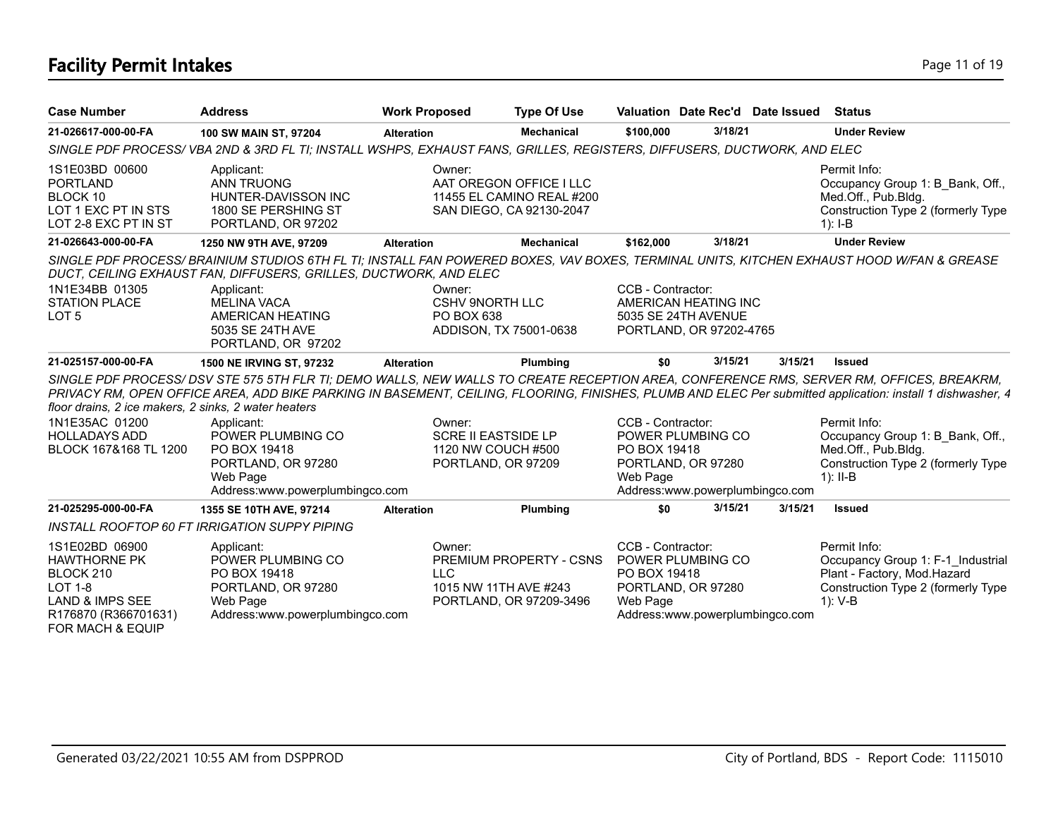# Facility Permit Intakes

| Case Number | Address | Work Proposed | Type Of Use | Valuation | Date Rec'd | Date Issued | Status |
|---|---|---|---|---|---|---|---|
| 21-026617-000-00-FA | 100 SW MAIN ST, 97204 | Alteration | Mechanical | $100,000 | 3/18/21 | | Under Review |

*SINGLE PDF PROCESS/ VBA 2ND & 3RD FL TI; INSTALL WSHPS, EXHAUST FANS, GRILLES, REGISTERS, DIFFUSERS, DUCTWORK, AND ELEC*

1S1E03BD 00600
PORTLAND
BLOCK 10
LOT 1 EXC PT IN STS
LOT 2-8 EXC PT IN ST

Applicant:
ANN TRUONG
HUNTER-DAVISSON INC
1800 SE PERSHING ST
PORTLAND, OR 97202

Owner:
AAT OREGON OFFICE I LLC
11455 EL CAMINO REAL #200
SAN DIEGO, CA 92130-2047

Permit Info:
Occupancy Group 1: B_Bank, Off., Med.Off., Pub.Bldg.
Construction Type 2 (formerly Type 1): I-B

| Case Number | Address | Work Proposed | Type Of Use | Valuation | Date Rec'd | Date Issued | Status |
|---|---|---|---|---|---|---|---|
| 21-026643-000-00-FA | 1250 NW 9TH AVE, 97209 | Alteration | Mechanical | $162,000 | 3/18/21 | | Under Review |

*SINGLE PDF PROCESS/ BRAINIUM STUDIOS 6TH FL TI; INSTALL FAN POWERED BOXES, VAV BOXES, TERMINAL UNITS, KITCHEN EXHAUST HOOD W/FAN & GREASE DUCT, CEILING EXHAUST FAN, DIFFUSERS, GRILLES, DUCTWORK, AND ELEC*

1N1E34BB 01305
STATION PLACE
LOT 5

Applicant:
MELINA VACA
AMERICAN HEATING
5035 SE 24TH AVE
PORTLAND, OR 97202

Owner:
CSHV 9NORTH LLC
PO BOX 638
ADDISON, TX 75001-0638

CCB - Contractor:
AMERICAN HEATING INC
5035 SE 24TH AVENUE
PORTLAND, OR 97202-4765

| Case Number | Address | Work Proposed | Type Of Use | Valuation | Date Rec'd | Date Issued | Status |
|---|---|---|---|---|---|---|---|
| 21-025157-000-00-FA | 1500 NE IRVING ST, 97232 | Alteration | Plumbing | $0 | 3/15/21 | 3/15/21 | Issued |

*SINGLE PDF PROCESS/ DSV STE 575 5TH FLR TI; DEMO WALLS, NEW WALLS TO CREATE RECEPTION AREA, CONFERENCE RMS, SERVER RM, OFFICES, BREAKRM, PRIVACY RM, OPEN OFFICE AREA, ADD BIKE PARKING IN BASEMENT, CEILING, FLOORING, FINISHES, PLUMB AND ELEC Per submitted application: install 1 dishwasher, 4 floor drains, 2 ice makers, 2 sinks, 2 water heaters*

1N1E35AC 01200
HOLLADAYS ADD
BLOCK 167&168 TL 1200

Applicant:
POWER PLUMBING CO
PO BOX 19418
PORTLAND, OR 97280
Web Page
Address:www.powerplumbingco.com

Owner:
SCRE II EASTSIDE LP
1120 NW COUCH #500
PORTLAND, OR 97209

CCB - Contractor:
POWER PLUMBING CO
PO BOX 19418
PORTLAND, OR 97280
Web Page
Address:www.powerplumbingco.com

Permit Info:
Occupancy Group 1: B_Bank, Off., Med.Off., Pub.Bldg.
Construction Type 2 (formerly Type 1): II-B

| Case Number | Address | Work Proposed | Type Of Use | Valuation | Date Rec'd | Date Issued | Status |
|---|---|---|---|---|---|---|---|
| 21-025295-000-00-FA | 1355 SE 10TH AVE, 97214 | Alteration | Plumbing | $0 | 3/15/21 | 3/15/21 | Issued |

*INSTALL ROOFTOP 60 FT IRRIGATION SUPPY PIPING*

1S1E02BD 06900
HAWTHORNE PK
BLOCK 210
LOT 1-8
LAND & IMPS SEE
R176870 (R366701631)
FOR MACH & EQUIP

Applicant:
POWER PLUMBING CO
PO BOX 19418
PORTLAND, OR 97280
Web Page
Address:www.powerplumbingco.com

Owner:
PREMIUM PROPERTY - CSNS LLC
1015 NW 11TH AVE #243
PORTLAND, OR 97209-3496

CCB - Contractor:
POWER PLUMBING CO
PO BOX 19418
PORTLAND, OR 97280
Web Page
Address:www.powerplumbingco.com

Permit Info:
Occupancy Group 1: F-1_Industrial Plant - Factory, Mod.Hazard
Construction Type 2 (formerly Type 1): V-B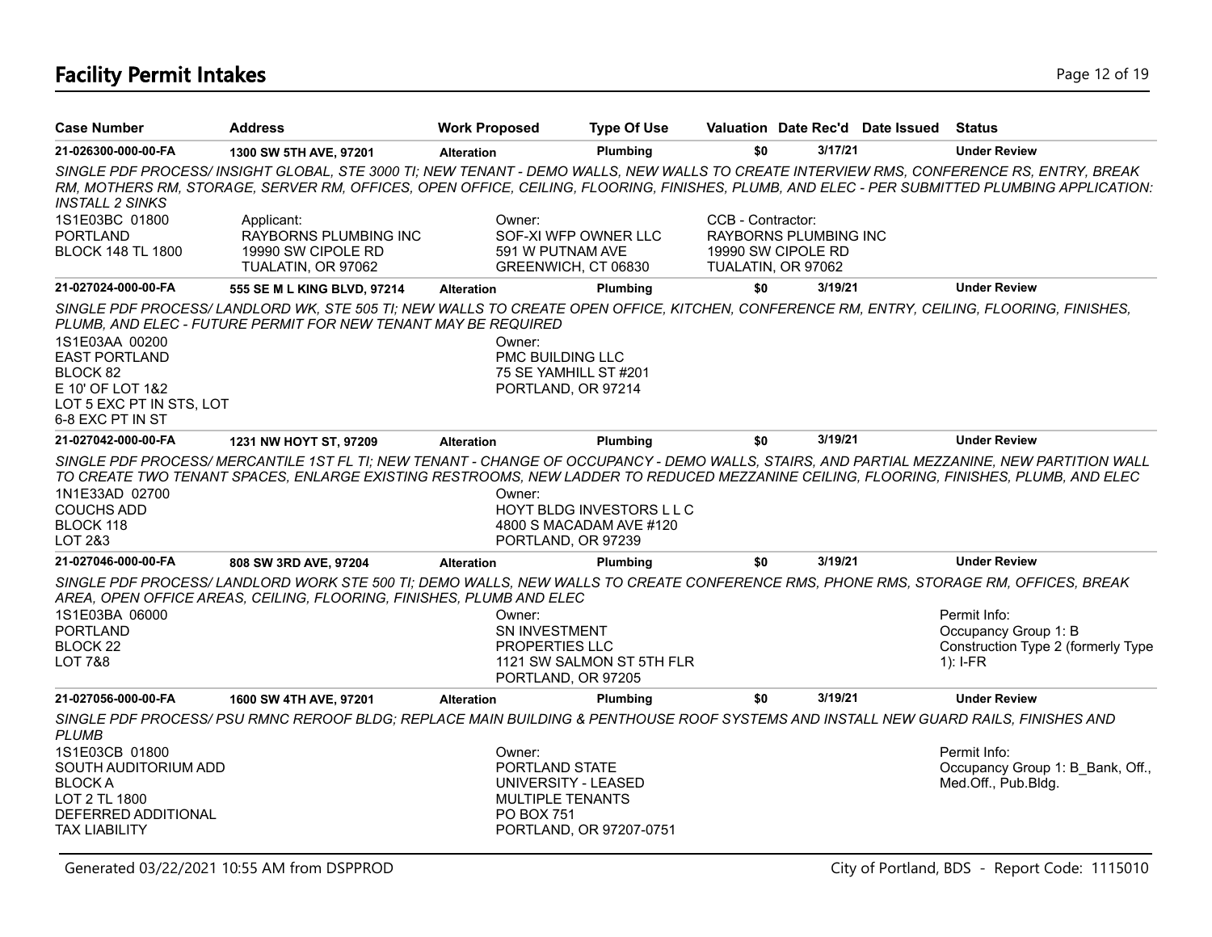## Facility Permit Intakes

| Case Number | Address | Work Proposed | Type Of Use | Valuation | Date Rec'd | Date Issued | Status |
|---|---|---|---|---|---|---|---|
| 21-026300-000-00-FA | 1300 SW 5TH AVE, 97201 | Alteration | Plumbing | $0 | 3/17/21 | | Under Review |

*SINGLE PDF PROCESS/ INSIGHT GLOBAL, STE 3000 TI; NEW TENANT - DEMO WALLS, NEW WALLS TO CREATE INTERVIEW RMS, CONFERENCE RS, ENTRY, BREAK RM, MOTHERS RM, STORAGE, SERVER RM, OFFICES, OPEN OFFICE, CEILING, FLOORING, FINISHES, PLUMB, AND ELEC - PER SUBMITTED PLUMBING APPLICATION: INSTALL 2 SINKS*

1S1E03BC 01800
PORTLAND
BLOCK 148 TL 1800

Applicant:
RAYBORNS PLUMBING INC
19990 SW CIPOLE RD
TUALATIN, OR 97062

Owner:
SOF-XI WFP OWNER LLC
591 W PUTNAM AVE
GREENWICH, CT 06830

CCB - Contractor:
RAYBORNS PLUMBING INC
19990 SW CIPOLE RD
TUALATIN, OR 97062

| Case Number | Address | Work Proposed | Type Of Use | Valuation | Date Rec'd | Date Issued | Status |
|---|---|---|---|---|---|---|---|
| 21-027024-000-00-FA | 555 SE M L KING BLVD, 97214 | Alteration | Plumbing | $0 | 3/19/21 | | Under Review |

*SINGLE PDF PROCESS/ LANDLORD WK, STE 505 TI; NEW WALLS TO CREATE OPEN OFFICE, KITCHEN, CONFERENCE RM, ENTRY, CEILING, FLOORING, FINISHES, PLUMB, AND ELEC - FUTURE PERMIT FOR NEW TENANT MAY BE REQUIRED*

1S1E03AA 00200
EAST PORTLAND
BLOCK 82
E 10' OF LOT 1&2
LOT 5 EXC PT IN STS, LOT 6-8 EXC PT IN ST

Owner:
PMC BUILDING LLC
75 SE YAMHILL ST #201
PORTLAND, OR 97214

| Case Number | Address | Work Proposed | Type Of Use | Valuation | Date Rec'd | Date Issued | Status |
|---|---|---|---|---|---|---|---|
| 21-027042-000-00-FA | 1231 NW HOYT ST, 97209 | Alteration | Plumbing | $0 | 3/19/21 | | Under Review |

*SINGLE PDF PROCESS/ MERCANTILE 1ST FL TI; NEW TENANT - CHANGE OF OCCUPANCY - DEMO WALLS, STAIRS, AND PARTIAL MEZZANINE, NEW PARTITION WALL TO CREATE TWO TENANT SPACES, ENLARGE EXISTING RESTROOMS, NEW LADDER TO REDUCED MEZZANINE CEILING, FLOORING, FINISHES, PLUMB, AND ELEC*

1N1E33AD 02700
COUCHS ADD
BLOCK 118
LOT 2&3

Owner:
HOYT BLDG INVESTORS L L C
4800 S MACADAM AVE #120
PORTLAND, OR 97239

| Case Number | Address | Work Proposed | Type Of Use | Valuation | Date Rec'd | Date Issued | Status |
|---|---|---|---|---|---|---|---|
| 21-027046-000-00-FA | 808 SW 3RD AVE, 97204 | Alteration | Plumbing | $0 | 3/19/21 | | Under Review |

*SINGLE PDF PROCESS/ LANDLORD WORK STE 500 TI; DEMO WALLS, NEW WALLS TO CREATE CONFERENCE RMS, PHONE RMS, STORAGE RM, OFFICES, BREAK AREA, OPEN OFFICE AREAS, CEILING, FLOORING, FINISHES, PLUMB AND ELEC*

1S1E03BA 06000
PORTLAND
BLOCK 22
LOT 7&8

Owner:
SN INVESTMENT PROPERTIES LLC
1121 SW SALMON ST 5TH FLR
PORTLAND, OR 97205

Permit Info:
Occupancy Group 1: B
Construction Type 2 (formerly Type 1): I-FR

| Case Number | Address | Work Proposed | Type Of Use | Valuation | Date Rec'd | Date Issued | Status |
|---|---|---|---|---|---|---|---|
| 21-027056-000-00-FA | 1600 SW 4TH AVE, 97201 | Alteration | Plumbing | $0 | 3/19/21 | | Under Review |

*SINGLE PDF PROCESS/ PSU RMNC REROOF BLDG; REPLACE MAIN BUILDING & PENTHOUSE ROOF SYSTEMS AND INSTALL NEW GUARD RAILS, FINISHES AND PLUMB*

1S1E03CB 01800
SOUTH AUDITORIUM ADD
BLOCK A
LOT 2 TL 1800
DEFERRED ADDITIONAL TAX LIABILITY

Owner:
PORTLAND STATE UNIVERSITY - LEASED
MULTIPLE TENANTS
PO BOX 751
PORTLAND, OR 97207-0751

Permit Info:
Occupancy Group 1: B_Bank, Off., Med.Off., Pub.Bldg.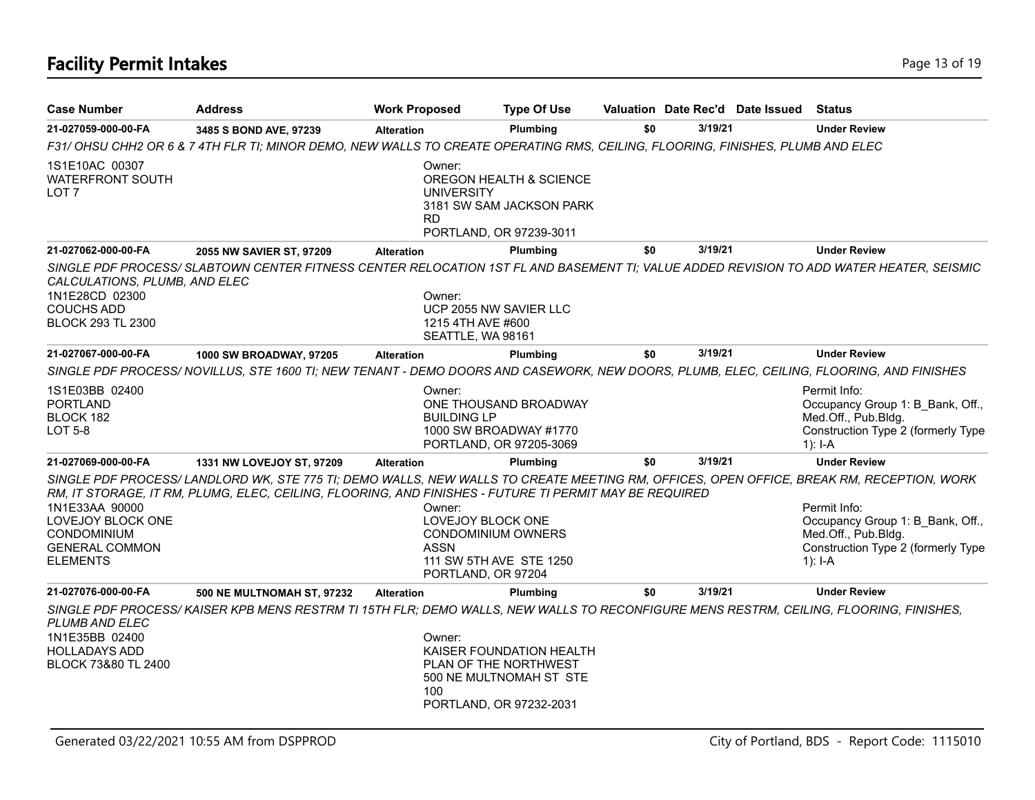# Facility Permit Intakes

| Case Number | Address | Work Proposed | Type Of Use | Valuation | Date Rec'd | Date Issued | Status |
|---|---|---|---|---|---|---|---|
| **21-027059-000-00-FA** | **3485 S BOND AVE, 97239** | **Alteration** | **Plumbing** | **$0** | **3/19/21** | | **Under Review** |
| *F31/ OHSU CHH2 OR 6 & 7 4TH FLR TI; MINOR DEMO, NEW WALLS TO CREATE OPERATING RMS, CEILING, FLOORING, FINISHES, PLUMB AND ELEC* | | | | | | | |
| 1S1E10AC 00307<br>WATERFRONT SOUTH<br>LOT 7 | | Owner:<br>OREGON HEALTH & SCIENCE UNIVERSITY<br>3181 SW SAM JACKSON PARK RD<br>PORTLAND, OR 97239-3011 | | | | | |
| **21-027062-000-00-FA** | **2055 NW SAVIER ST, 97209** | **Alteration** | **Plumbing** | **$0** | **3/19/21** | | **Under Review** |
| *SINGLE PDF PROCESS/ SLABTOWN CENTER FITNESS CENTER RELOCATION 1ST FL AND BASEMENT TI; VALUE ADDED REVISION TO ADD WATER HEATER, SEISMIC CALCULATIONS, PLUMB, AND ELEC* | | | | | | | |
| 1N1E28CD 02300<br>COUCHS ADD<br>BLOCK 293 TL 2300 | | Owner:<br>UCP 2055 NW SAVIER LLC<br>1215 4TH AVE #600<br>SEATTLE, WA 98161 | | | | | |
| **21-027067-000-00-FA** | **1000 SW BROADWAY, 97205** | **Alteration** | **Plumbing** | **$0** | **3/19/21** | | **Under Review** |
| *SINGLE PDF PROCESS/ NOVILLUS, STE 1600 TI; NEW TENANT - DEMO DOORS AND CASEWORK, NEW DOORS, PLUMB, ELEC, CEILING, FLOORING, AND FINISHES* | | | | | | | |
| 1S1E03BB 02400<br>PORTLAND<br>BLOCK 182<br>LOT 5-8 | | Owner:<br>ONE THOUSAND BROADWAY BUILDING LP<br>1000 SW BROADWAY #1770<br>PORTLAND, OR 97205-3069 | | | | | Permit Info:<br>Occupancy Group 1: B_Bank, Off., Med.Off., Pub.Bldg.<br>Construction Type 2 (formerly Type 1): I-A |
| **21-027069-000-00-FA** | **1331 NW LOVEJOY ST, 97209** | **Alteration** | **Plumbing** | **$0** | **3/19/21** | | **Under Review** |
| *SINGLE PDF PROCESS/ LANDLORD WK, STE 775 TI; DEMO WALLS, NEW WALLS TO CREATE MEETING RM, OFFICES, OPEN OFFICE, BREAK RM, RECEPTION, WORK RM, IT STORAGE, IT RM, PLUMG, ELEC, CEILING, FLOORING, AND FINISHES - FUTURE TI PERMIT MAY BE REQUIRED* | | | | | | | |
| 1N1E33AA 90000<br>LOVEJOY BLOCK ONE CONDOMINIUM<br>GENERAL COMMON ELEMENTS | | Owner:<br>LOVEJOY BLOCK ONE CONDOMINIUM OWNERS ASSN<br>111 SW 5TH AVE STE 1250<br>PORTLAND, OR 97204 | | | | | Permit Info:<br>Occupancy Group 1: B_Bank, Off., Med.Off., Pub.Bldg.<br>Construction Type 2 (formerly Type 1): I-A |
| **21-027076-000-00-FA** | **500 NE MULTNOMAH ST, 97232** | **Alteration** | **Plumbing** | **$0** | **3/19/21** | | **Under Review** |
| *SINGLE PDF PROCESS/ KAISER KPB MENS RESTRM TI 15TH FLR; DEMO WALLS, NEW WALLS TO RECONFIGURE MENS RESTRM, CEILING, FLOORING, FINISHES, PLUMB AND ELEC* | | | | | | | |
| 1N1E35BB 02400<br>HOLLADAYS ADD<br>BLOCK 73&80 TL 2400 | | Owner:<br>KAISER FOUNDATION HEALTH PLAN OF THE NORTHWEST<br>500 NE MULTNOMAH ST STE 100<br>PORTLAND, OR 97232-2031 | | | | | |

Generated 03/22/2021 10:55 AM from DSPPROD — City of Portland, BDS - Report Code: 1115010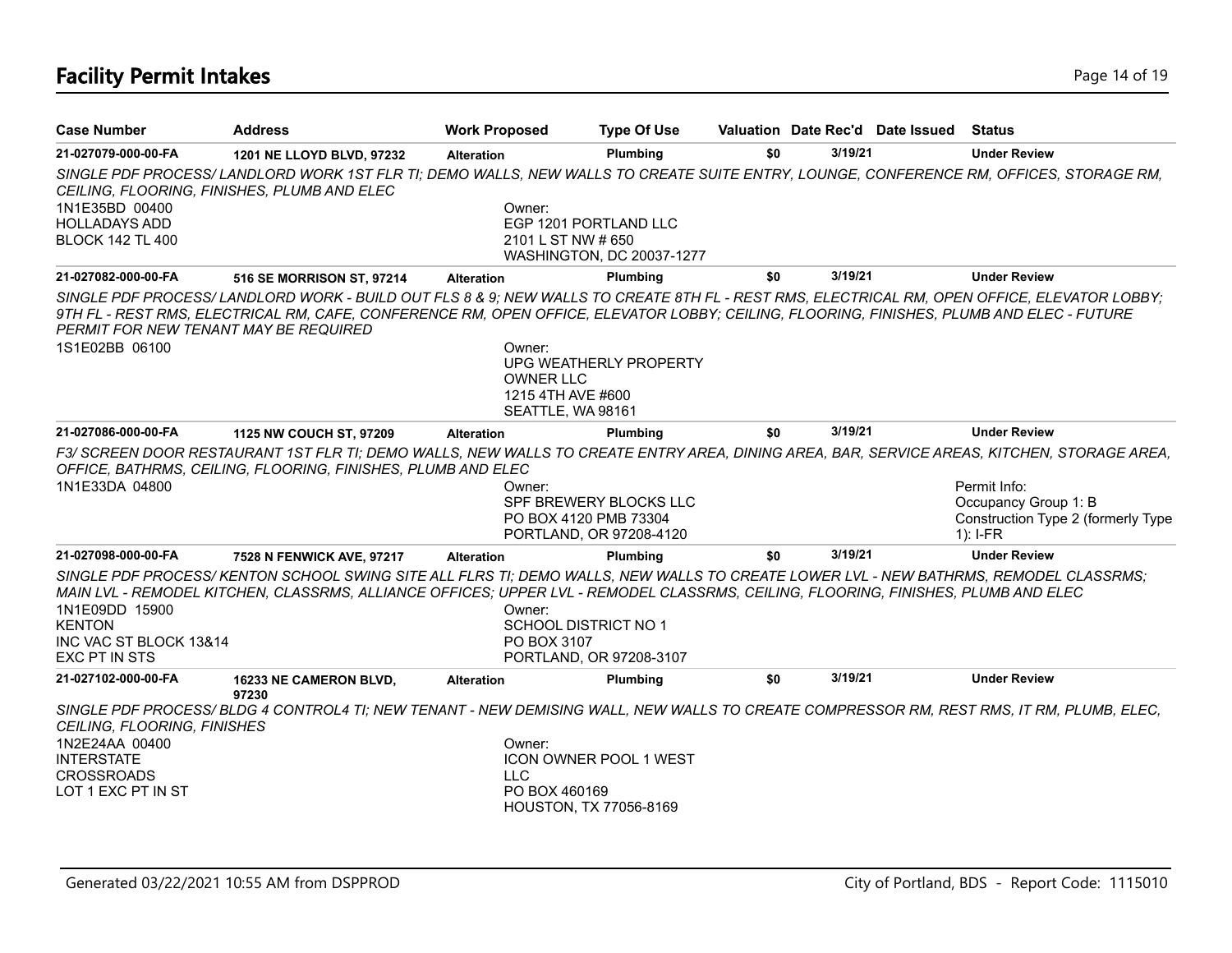# Facility Permit Intakes

| Case Number | Address | Work Proposed | Type Of Use | Valuation | Date Rec'd | Date Issued | Status |
|---|---|---|---|---|---|---|---|
| 21-027079-000-00-FA | 1201 NE LLOYD BLVD, 97232 | Alteration | Plumbing | $0 | 3/19/21 | | Under Review |

*SINGLE PDF PROCESS/ LANDLORD WORK 1ST FLR TI; DEMO WALLS, NEW WALLS TO CREATE SUITE ENTRY, LOUNGE, CONFERENCE RM, OFFICES, STORAGE RM, CEILING, FLOORING, FINISHES, PLUMB AND ELEC*

1N1E35BD 00400
HOLLADAYS ADD
BLOCK 142 TL 400

Owner:
EGP 1201 PORTLAND LLC
2101 L ST NW # 650
WASHINGTON, DC 20037-1277

| Case Number | Address | Work Proposed | Type Of Use | Valuation | Date Rec'd | Date Issued | Status |
|---|---|---|---|---|---|---|---|
| 21-027082-000-00-FA | 516 SE MORRISON ST, 97214 | Alteration | Plumbing | $0 | 3/19/21 | | Under Review |

*SINGLE PDF PROCESS/ LANDLORD WORK - BUILD OUT FLS 8 & 9; NEW WALLS TO CREATE 8TH FL - REST RMS, ELECTRICAL RM, OPEN OFFICE, ELEVATOR LOBBY; 9TH FL - REST RMS, ELECTRICAL RM, CAFE, CONFERENCE RM, OPEN OFFICE, ELEVATOR LOBBY; CEILING, FLOORING, FINISHES, PLUMB AND ELEC - FUTURE PERMIT FOR NEW TENANT MAY BE REQUIRED*

1S1E02BB 06100

Owner:
UPG WEATHERLY PROPERTY OWNER LLC
1215 4TH AVE #600
SEATTLE, WA 98161

| Case Number | Address | Work Proposed | Type Of Use | Valuation | Date Rec'd | Date Issued | Status |
|---|---|---|---|---|---|---|---|
| 21-027086-000-00-FA | 1125 NW COUCH ST, 97209 | Alteration | Plumbing | $0 | 3/19/21 | | Under Review |

*F3/ SCREEN DOOR RESTAURANT 1ST FLR TI; DEMO WALLS, NEW WALLS TO CREATE ENTRY AREA, DINING AREA, BAR, SERVICE AREAS, KITCHEN, STORAGE AREA, OFFICE, BATHRMS, CEILING, FLOORING, FINISHES, PLUMB AND ELEC*

1N1E33DA 04800

Owner:
SPF BREWERY BLOCKS LLC
PO BOX 4120 PMB 73304
PORTLAND, OR 97208-4120

Permit Info:
Occupancy Group 1: B
Construction Type 2 (formerly Type 1): I-FR

| Case Number | Address | Work Proposed | Type Of Use | Valuation | Date Rec'd | Date Issued | Status |
|---|---|---|---|---|---|---|---|
| 21-027098-000-00-FA | 7528 N FENWICK AVE, 97217 | Alteration | Plumbing | $0 | 3/19/21 | | Under Review |

*SINGLE PDF PROCESS/ KENTON SCHOOL SWING SITE ALL FLRS TI; DEMO WALLS, NEW WALLS TO CREATE LOWER LVL - NEW BATHRMS, REMODEL CLASSRMS; MAIN LVL - REMODEL KITCHEN, CLASSRMS, ALLIANCE OFFICES; UPPER LVL - REMODEL CLASSRMS, CEILING, FLOORING, FINISHES, PLUMB AND ELEC*

1N1E09DD 15900
KENTON
INC VAC ST BLOCK 13&14
EXC PT IN STS

Owner:
SCHOOL DISTRICT NO 1
PO BOX 3107
PORTLAND, OR 97208-3107

| Case Number | Address | Work Proposed | Type Of Use | Valuation | Date Rec'd | Date Issued | Status |
|---|---|---|---|---|---|---|---|
| 21-027102-000-00-FA | 16233 NE CAMERON BLVD, 97230 | Alteration | Plumbing | $0 | 3/19/21 | | Under Review |

*SINGLE PDF PROCESS/ BLDG 4 CONTROL4 TI; NEW TENANT - NEW DEMISING WALL, NEW WALLS TO CREATE COMPRESSOR RM, REST RMS, IT RM, PLUMB, ELEC, CEILING, FLOORING, FINISHES*

1N2E24AA 00400
INTERSTATE
CROSSROADS
LOT 1 EXC PT IN ST

Owner:
ICON OWNER POOL 1 WEST LLC
PO BOX 460169
HOUSTON, TX 77056-8169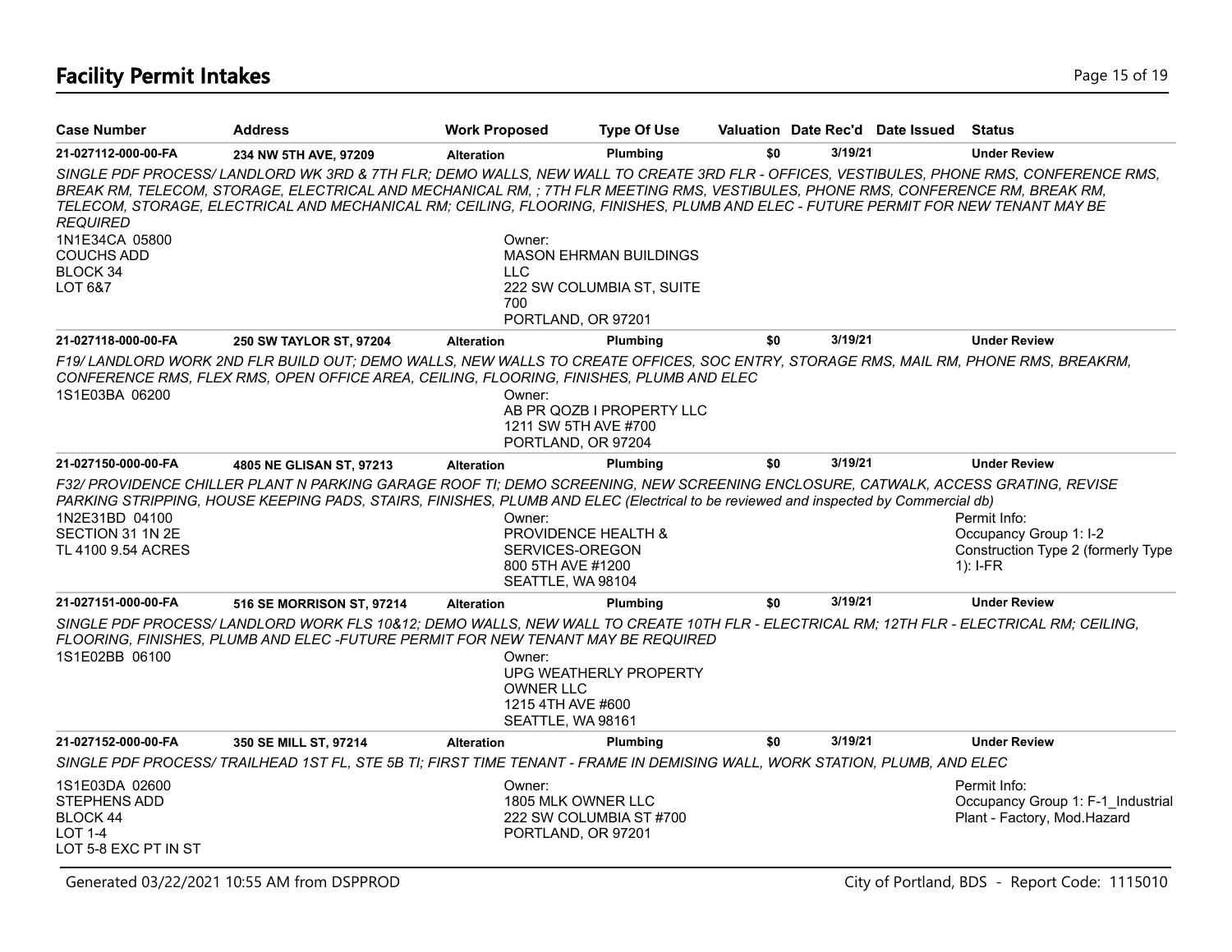# Facility Permit Intakes

| Case Number | Address | Work Proposed | Type Of Use | Valuation | Date Rec'd | Date Issued | Status |
|---|---|---|---|---|---|---|---|
| 21-027112-000-00-FA | 234 NW 5TH AVE, 97209 | Alteration | Plumbing | $0 | 3/19/21 | | Under Review |

*SINGLE PDF PROCESS/ LANDLORD WK 3RD & 7TH FLR; DEMO WALLS, NEW WALL TO CREATE 3RD FLR - OFFICES, VESTIBULES, PHONE RMS, CONFERENCE RMS, BREAK RM, TELECOM, STORAGE, ELECTRICAL AND MECHANICAL RM, ; 7TH FLR MEETING RMS, VESTIBULES, PHONE RMS, CONFERENCE RM, BREAK RM, TELECOM, STORAGE, ELECTRICAL AND MECHANICAL RM; CEILING, FLOORING, FINISHES, PLUMB AND ELEC - FUTURE PERMIT FOR NEW TENANT MAY BE REQUIRED*

1N1E34CA 05800
COUCHS ADD
BLOCK 34
LOT 6&7

Owner:
MASON EHRMAN BUILDINGS LLC
222 SW COLUMBIA ST, SUITE 700
PORTLAND, OR 97201

| Case Number | Address | Work Proposed | Type Of Use | Valuation | Date Rec'd | Date Issued | Status |
|---|---|---|---|---|---|---|---|
| 21-027118-000-00-FA | 250 SW TAYLOR ST, 97204 | Alteration | Plumbing | $0 | 3/19/21 | | Under Review |

*F19/ LANDLORD WORK 2ND FLR BUILD OUT; DEMO WALLS, NEW WALLS TO CREATE OFFICES, SOC ENTRY, STORAGE RMS, MAIL RM, PHONE RMS, BREAKRM, CONFERENCE RMS, FLEX RMS, OPEN OFFICE AREA, CEILING, FLOORING, FINISHES, PLUMB AND ELEC*

1S1E03BA 06200

Owner:
AB PR QOZB I PROPERTY LLC
1211 SW 5TH AVE #700
PORTLAND, OR 97204

| Case Number | Address | Work Proposed | Type Of Use | Valuation | Date Rec'd | Date Issued | Status |
|---|---|---|---|---|---|---|---|
| 21-027150-000-00-FA | 4805 NE GLISAN ST, 97213 | Alteration | Plumbing | $0 | 3/19/21 | | Under Review |

*F32/ PROVIDENCE CHILLER PLANT N PARKING GARAGE ROOF TI; DEMO SCREENING, NEW SCREENING ENCLOSURE, CATWALK, ACCESS GRATING, REVISE PARKING STRIPPING, HOUSE KEEPING PADS, STAIRS, FINISHES, PLUMB AND ELEC (Electrical to be reviewed and inspected by Commercial db)*

1N2E31BD 04100
SECTION 31 1N 2E
TL 4100 9.54 ACRES

Owner:
PROVIDENCE HEALTH & SERVICES-OREGON
800 5TH AVE #1200
SEATTLE, WA 98104

Permit Info:
Occupancy Group 1: I-2
Construction Type 2 (formerly Type 1): I-FR

| Case Number | Address | Work Proposed | Type Of Use | Valuation | Date Rec'd | Date Issued | Status |
|---|---|---|---|---|---|---|---|
| 21-027151-000-00-FA | 516 SE MORRISON ST, 97214 | Alteration | Plumbing | $0 | 3/19/21 | | Under Review |

*SINGLE PDF PROCESS/ LANDLORD WORK FLS 10&12; DEMO WALLS, NEW WALL TO CREATE 10TH FLR - ELECTRICAL RM; 12TH FLR - ELECTRICAL RM; CEILING, FLOORING, FINISHES, PLUMB AND ELEC -FUTURE PERMIT FOR NEW TENANT MAY BE REQUIRED*

1S1E02BB 06100

Owner:
UPG WEATHERLY PROPERTY OWNER LLC
1215 4TH AVE #600
SEATTLE, WA 98161

| Case Number | Address | Work Proposed | Type Of Use | Valuation | Date Rec'd | Date Issued | Status |
|---|---|---|---|---|---|---|---|
| 21-027152-000-00-FA | 350 SE MILL ST, 97214 | Alteration | Plumbing | $0 | 3/19/21 | | Under Review |

*SINGLE PDF PROCESS/ TRAILHEAD 1ST FL, STE 5B TI; FIRST TIME TENANT - FRAME IN DEMISING WALL, WORK STATION, PLUMB, AND ELEC*

1S1E03DA 02600
STEPHENS ADD
BLOCK 44
LOT 1-4
LOT 5-8 EXC PT IN ST

Owner:
1805 MLK OWNER LLC
222 SW COLUMBIA ST #700
PORTLAND, OR 97201

Permit Info:
Occupancy Group 1: F-1_Industrial Plant - Factory, Mod.Hazard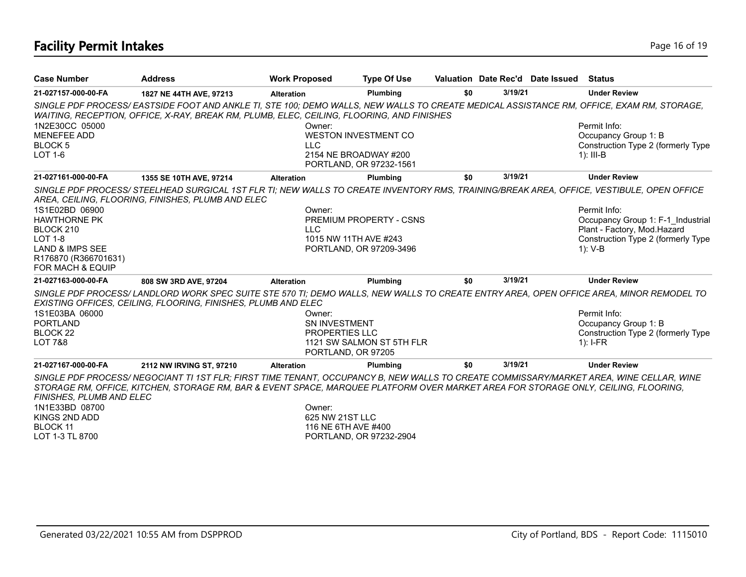## Facility Permit Intakes

| Case Number | Address | Work Proposed | Type Of Use | Valuation | Date Rec'd | Date Issued | Status |
|---|---|---|---|---|---|---|---|
| 21-027157-000-00-FA | 1827 NE 44TH AVE, 97213 | Alteration | Plumbing | $0 | 3/19/21 | | Under Review |

*SINGLE PDF PROCESS/ EASTSIDE FOOT AND ANKLE TI, STE 100; DEMO WALLS, NEW WALLS TO CREATE MEDICAL ASSISTANCE RM, OFFICE, EXAM RM, STORAGE, WAITING, RECEPTION, OFFICE, X-RAY, BREAK RM, PLUMB, ELEC, CEILING, FLOORING, AND FINISHES*

1N2E30CC 05000
MENEFEE ADD
BLOCK 5
LOT 1-6

Owner:
WESTON INVESTMENT CO LLC
2154 NE BROADWAY #200
PORTLAND, OR 97232-1561

Permit Info:
Occupancy Group 1: B
Construction Type 2 (formerly Type 1): III-B

| Case Number | Address | Work Proposed | Type Of Use | Valuation | Date Rec'd | Date Issued | Status |
|---|---|---|---|---|---|---|---|
| 21-027161-000-00-FA | 1355 SE 10TH AVE, 97214 | Alteration | Plumbing | $0 | 3/19/21 | | Under Review |

*SINGLE PDF PROCESS/ STEELHEAD SURGICAL 1ST FLR TI; NEW WALLS TO CREATE INVENTORY RMS, TRAINING/BREAK AREA, OFFICE, VESTIBULE, OPEN OFFICE AREA, CEILING, FLOORING, FINISHES, PLUMB AND ELEC*

1S1E02BD 06900
HAWTHORNE PK
BLOCK 210
LOT 1-8
LAND & IMPS SEE R176870 (R366701631) FOR MACH & EQUIP

Owner:
PREMIUM PROPERTY - CSNS LLC
1015 NW 11TH AVE #243
PORTLAND, OR 97209-3496

Permit Info:
Occupancy Group 1: F-1_Industrial Plant - Factory, Mod.Hazard
Construction Type 2 (formerly Type 1): V-B

| Case Number | Address | Work Proposed | Type Of Use | Valuation | Date Rec'd | Date Issued | Status |
|---|---|---|---|---|---|---|---|
| 21-027163-000-00-FA | 808 SW 3RD AVE, 97204 | Alteration | Plumbing | $0 | 3/19/21 | | Under Review |

*SINGLE PDF PROCESS/ LANDLORD WORK SPEC SUITE STE 570 TI; DEMO WALLS, NEW WALLS TO CREATE ENTRY AREA, OPEN OFFICE AREA, MINOR REMODEL TO EXISTING OFFICES, CEILING, FLOORING, FINISHES, PLUMB AND ELEC*

1S1E03BA 06000
PORTLAND
BLOCK 22
LOT 7&8

Owner:
SN INVESTMENT PROPERTIES LLC
1121 SW SALMON ST 5TH FLR
PORTLAND, OR 97205

Permit Info:
Occupancy Group 1: B
Construction Type 2 (formerly Type 1): I-FR

| Case Number | Address | Work Proposed | Type Of Use | Valuation | Date Rec'd | Date Issued | Status |
|---|---|---|---|---|---|---|---|
| 21-027167-000-00-FA | 2112 NW IRVING ST, 97210 | Alteration | Plumbing | $0 | 3/19/21 | | Under Review |

*SINGLE PDF PROCESS/ NEGOCIANT TI 1ST FLR; FIRST TIME TENANT, OCCUPANCY B, NEW WALLS TO CREATE COMMISSARY/MARKET AREA, WINE CELLAR, WINE STORAGE RM, OFFICE, KITCHEN, STORAGE RM, BAR & EVENT SPACE, MARQUEE PLATFORM OVER MARKET AREA FOR STORAGE ONLY, CEILING, FLOORING, FINISHES, PLUMB AND ELEC*

1N1E33BD 08700
KINGS 2ND ADD
BLOCK 11
LOT 1-3 TL 8700

Owner:
625 NW 21ST LLC
116 NE 6TH AVE #400
PORTLAND, OR 97232-2904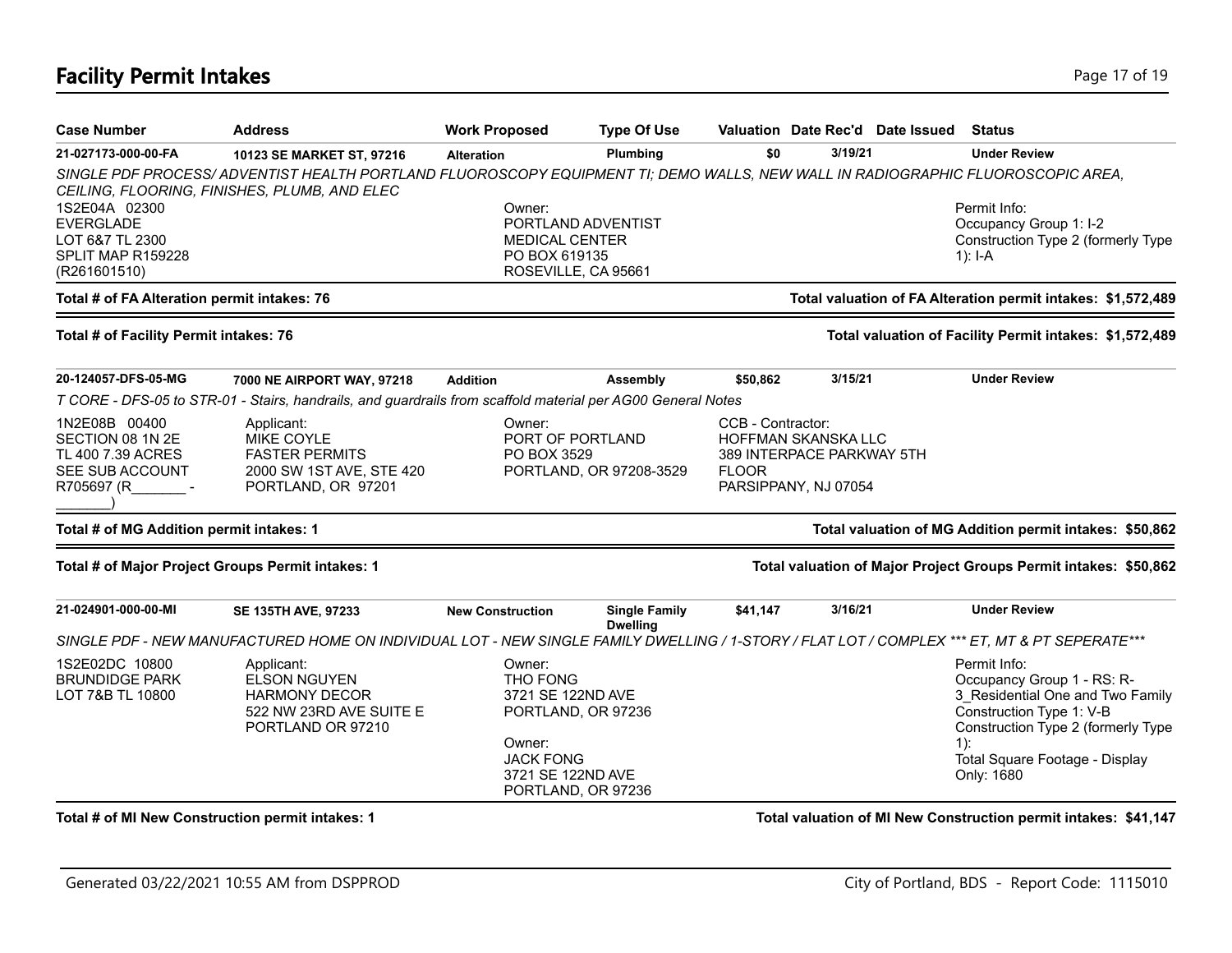# Facility Permit Intakes

| Case Number | Address | Work Proposed | Type Of Use | Valuation | Date Rec'd | Date Issued | Status |
|---|---|---|---|---|---|---|---|
| 21-027173-000-00-FA | 10123 SE MARKET ST, 97216 | Alteration | Plumbing | $0 | 3/19/21 | | Under Review |

*SINGLE PDF PROCESS/ ADVENTIST HEALTH PORTLAND FLUOROSCOPY EQUIPMENT TI; DEMO WALLS, NEW WALL IN RADIOGRAPHIC FLUOROSCOPIC AREA, CEILING, FLOORING, FINISHES, PLUMB, AND ELEC*

1S2E04A 02300
EVERGLADE
LOT 6&7 TL 2300
SPLIT MAP R159228
(R261601510)

Owner:
PORTLAND ADVENTIST
MEDICAL CENTER
PO BOX 619135
ROSEVILLE, CA 95661

Permit Info:
Occupancy Group 1: I-2
Construction Type 2 (formerly Type 1): I-A

**Total # of FA Alteration permit intakes: 76** — **Total valuation of FA Alteration permit intakes: $1,572,489**

**Total # of Facility Permit intakes: 76** — **Total valuation of Facility Permit intakes: $1,572,489**

| Case Number | Address | Work Proposed | Type Of Use | Valuation | Date Rec'd | Date Issued | Status |
|---|---|---|---|---|---|---|---|
| 20-124057-DFS-05-MG | 7000 NE AIRPORT WAY, 97218 | Addition | Assembly | $50,862 | 3/15/21 | | Under Review |

*T CORE - DFS-05 to STR-01 - Stairs, handrails, and guardrails from scaffold material per AG00 General Notes*

1N2E08B 00400
SECTION 08 1N 2E
TL 400 7.39 ACRES
SEE SUB ACCOUNT
R705697 (R_______ - _______)

Applicant:
MIKE COYLE
FASTER PERMITS
2000 SW 1ST AVE, STE 420
PORTLAND, OR 97201

Owner:
PORT OF PORTLAND
PO BOX 3529
PORTLAND, OR 97208-3529

CCB - Contractor:
HOFFMAN SKANSKA LLC
389 INTERPACE PARKWAY 5TH FLOOR
PARSIPPANY, NJ 07054

**Total # of MG Addition permit intakes: 1** — **Total valuation of MG Addition permit intakes: $50,862**

**Total # of Major Project Groups Permit intakes: 1** — **Total valuation of Major Project Groups Permit intakes: $50,862**

| Case Number | Address | Work Proposed | Type Of Use | Valuation | Date Rec'd | Date Issued | Status |
|---|---|---|---|---|---|---|---|
| 21-024901-000-00-MI | SE 135TH AVE, 97233 | New Construction | Single Family Dwelling | $41,147 | 3/16/21 | | Under Review |

*SINGLE PDF - NEW MANUFACTURED HOME ON INDIVIDUAL LOT - NEW SINGLE FAMILY DWELLING / 1-STORY / FLAT LOT / COMPLEX *** ET, MT & PT SEPERATE****

1S2E02DC 10800
BRUNDIDGE PARK
LOT 7&B TL 10800

Applicant:
ELSON NGUYEN
HARMONY DECOR
522 NW 23RD AVE SUITE E
PORTLAND OR 97210

Owner:
THO FONG
3721 SE 122ND AVE
PORTLAND, OR 97236

Owner:
JACK FONG
3721 SE 122ND AVE
PORTLAND, OR 97236

Permit Info:
Occupancy Group 1 - RS: R-3_Residential One and Two Family
Construction Type 1: V-B
Construction Type 2 (formerly Type 1):
Total Square Footage - Display Only: 1680

**Total # of MI New Construction permit intakes: 1** — **Total valuation of MI New Construction permit intakes: $41,147**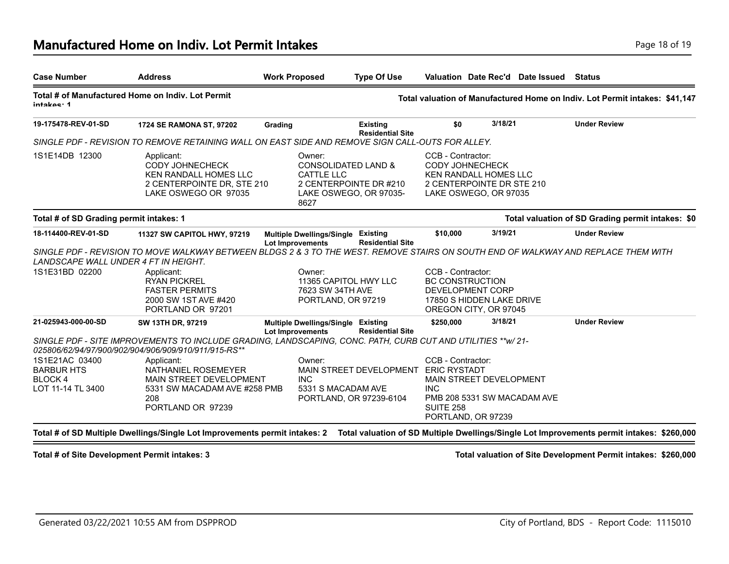## Manufactured Home on Indiv. Lot Permit Intakes

| Case Number | Address | Work Proposed | Type Of Use | Valuation | Date Rec'd | Date Issued | Status |
|---|---|---|---|---|---|---|---|

**Total # of Manufactured Home on Indiv. Lot Permit intakes: 1** — **Total valuation of Manufactured Home on Indiv. Lot Permit intakes: $41,147**

| Case Number | Address | Work Proposed | Type Of Use | Valuation | Date Rec'd | Date Issued | Status |
|---|---|---|---|---|---|---|---|
| **19-175478-REV-01-SD** | **1724 SE RAMONA ST, 97202** | **Grading** | **Existing Residential Site** | **$0** | **3/18/21** | | **Under Review** |

*SINGLE PDF - REVISION TO REMOVE RETAINING WALL ON EAST SIDE AND REMOVE SIGN CALL-OUTS FOR ALLEY.*

1S1E14DB 12300

Applicant:
CODY JOHNECHECK
KEN RANDALL HOMES LLC
2 CENTERPOINTE DR, STE 210
LAKE OSWEGO OR 97035

Owner:
CONSOLIDATED LAND & CATTLE LLC
2 CENTERPOINTE DR #210
LAKE OSWEGO, OR 97035-8627

CCB - Contractor:
CODY JOHNECHECK
KEN RANDALL HOMES LLC
2 CENTERPOINTE DR STE 210
LAKE OSWEGO, OR 97035

**Total # of SD Grading permit intakes: 1** — **Total valuation of SD Grading permit intakes: $0**

| Case Number | Address | Work Proposed | Type Of Use | Valuation | Date Rec'd | Date Issued | Status |
|---|---|---|---|---|---|---|---|
| **18-114400-REV-01-SD** | **11327 SW CAPITOL HWY, 97219** | **Multiple Dwellings/Single Lot Improvements** | **Existing Residential Site** | **$10,000** | **3/19/21** | | **Under Review** |

*SINGLE PDF - REVISION TO MOVE WALKWAY BETWEEN BLDGS 2 & 3 TO THE WEST. REMOVE STAIRS ON SOUTH END OF WALKWAY AND REPLACE THEM WITH LANDSCAPE WALL UNDER 4 FT IN HEIGHT.*

1S1E31BD 02200

Applicant:
RYAN PICKREL
FASTER PERMITS
2000 SW 1ST AVE #420
PORTLAND OR 97201

Owner:
11365 CAPITOL HWY LLC
7623 SW 34TH AVE
PORTLAND, OR 97219

CCB - Contractor:
BC CONSTRUCTION DEVELOPMENT CORP
17850 S HIDDEN LAKE DRIVE
OREGON CITY, OR 97045

| Case Number | Address | Work Proposed | Type Of Use | Valuation | Date Rec'd | Date Issued | Status |
|---|---|---|---|---|---|---|---|
| **21-025943-000-00-SD** | **SW 13TH DR, 97219** | **Multiple Dwellings/Single Lot Improvements** | **Existing Residential Site** | **$250,000** | **3/18/21** | | **Under Review** |

*SINGLE PDF - SITE IMPROVEMENTS TO INCLUDE GRADING, LANDSCAPING, CONC. PATH, CURB CUT AND UTILITIES **w/ 21-025806/62/94/97/900/902/904/906/909/910/911/915-RS***

1S1E21AC 03400
BARBUR HTS
BLOCK 4
LOT 11-14 TL 3400

Applicant:
NATHANIEL ROSEMEYER
MAIN STREET DEVELOPMENT
5331 SW MACADAM AVE #258 PMB 208
PORTLAND OR 97239

Owner:
MAIN STREET DEVELOPMENT INC
5331 S MACADAM AVE
PORTLAND, OR 97239-6104

CCB - Contractor:
ERIC RYSTADT
MAIN STREET DEVELOPMENT INC
PMB 208 5331 SW MACADAM AVE SUITE 258
PORTLAND, OR 97239

**Total # of SD Multiple Dwellings/Single Lot Improvements permit intakes: 2** — **Total valuation of SD Multiple Dwellings/Single Lot Improvements permit intakes: $260,000**

**Total # of Site Development Permit intakes: 3** — **Total valuation of Site Development Permit intakes: $260,000**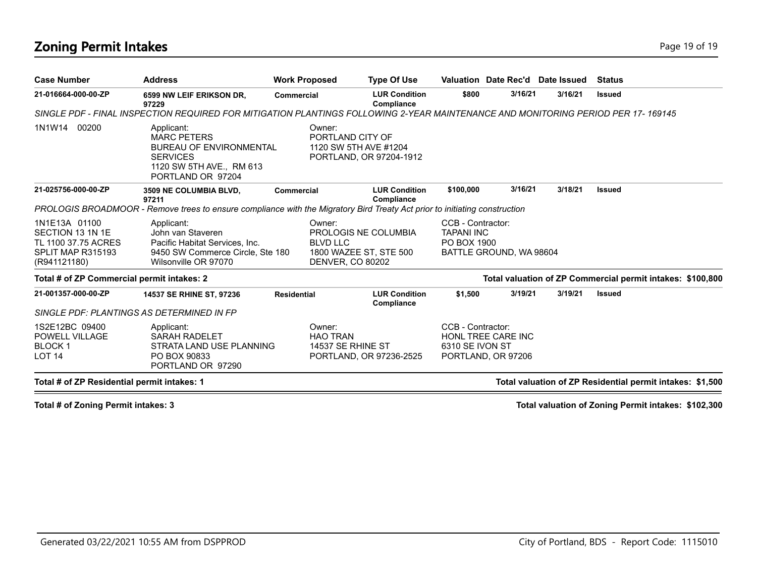# Zoning Permit Intakes

| Case Number | Address | Work Proposed | Type Of Use | Valuation | Date Rec'd | Date Issued | Status |
|---|---|---|---|---|---|---|---|
| **21-016664-000-00-ZP** | **6599 NW LEIF ERIKSON DR, 97229** | **Commercial** | **LUR Condition Compliance** | **$800** | **3/16/21** | **3/16/21** | **Issued** |

*SINGLE PDF - FINAL INSPECTION REQUIRED FOR MITIGATION PLANTINGS FOLLOWING 2-YEAR MAINTENANCE AND MONITORING PERIOD PER 17- 169145*

| | | | |
|---|---|---|---|
| 1N1W14 00200 | Applicant:<br>MARC PETERS<br>BUREAU OF ENVIRONMENTAL SERVICES<br>1120 SW 5TH AVE., RM 613<br>PORTLAND OR 97204 | Owner:<br>PORTLAND CITY OF<br>1120 SW 5TH AVE #1204<br>PORTLAND, OR 97204-1912 | |

| Case Number | Address | Work Proposed | Type Of Use | Valuation | Date Rec'd | Date Issued | Status |
|---|---|---|---|---|---|---|---|
| **21-025756-000-00-ZP** | **3509 NE COLUMBIA BLVD, 97211** | **Commercial** | **LUR Condition Compliance** | **$100,000** | **3/16/21** | **3/18/21** | **Issued** |

*PROLOGIS BROADMOOR - Remove trees to ensure compliance with the Migratory Bird Treaty Act prior to initiating construction*

| | | | |
|---|---|---|---|
| 1N1E13A 01100<br>SECTION 13 1N 1E<br>TL 1100 37.75 ACRES<br>SPLIT MAP R315193<br>(R941121180) | Applicant:<br>John van Staveren<br>Pacific Habitat Services, Inc.<br>9450 SW Commerce Circle, Ste 180<br>Wilsonville OR 97070 | Owner:<br>PROLOGIS NE COLUMBIA BLVD LLC<br>1800 WAZEE ST, STE 500<br>DENVER, CO 80202 | CCB - Contractor:<br>TAPANI INC<br>PO BOX 1900<br>BATTLE GROUND, WA 98604 |

**Total # of ZP Commercial permit intakes: 2** — **Total valuation of ZP Commercial permit intakes: $100,800**

| Case Number | Address | Work Proposed | Type Of Use | Valuation | Date Rec'd | Date Issued | Status |
|---|---|---|---|---|---|---|---|
| **21-001357-000-00-ZP** | **14537 SE RHINE ST, 97236** | **Residential** | **LUR Condition Compliance** | **$1,500** | **3/19/21** | **3/19/21** | **Issued** |

*SINGLE PDF: PLANTINGS AS DETERMINED IN FP*

| | | | |
|---|---|---|---|
| 1S2E12BC 09400<br>POWELL VILLAGE<br>BLOCK 1<br>LOT 14 | Applicant:<br>SARAH RADELET<br>STRATA LAND USE PLANNING<br>PO BOX 90833<br>PORTLAND OR 97290 | Owner:<br>HAO TRAN<br>14537 SE RHINE ST<br>PORTLAND, OR 97236-2525 | CCB - Contractor:<br>HONL TREE CARE INC<br>6310 SE IVON ST<br>PORTLAND, OR 97206 |

**Total # of ZP Residential permit intakes: 1** — **Total valuation of ZP Residential permit intakes: $1,500**

**Total # of Zoning Permit intakes: 3** — **Total valuation of Zoning Permit intakes: $102,300**

Generated 03/22/2021 10:55 AM from DSPPROD

City of Portland, BDS - Report Code: 1115010